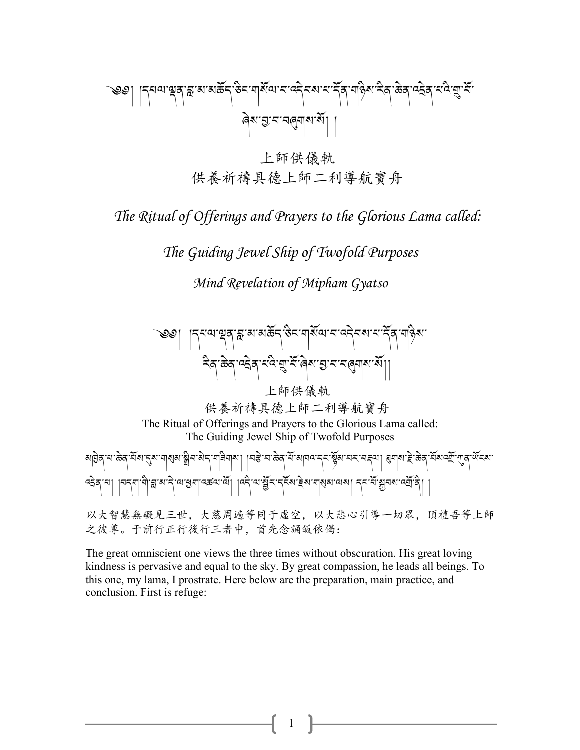# ༄༅། །དཔལ་ལྡན་བླ་མ་མཆོད་ཅིང་གསོལ་བ་འདེབས་པ་དོན་གཉིས་རིན་ཆེན་འདྲེན་པའི་གྲུ་བོ་ཞེས་བྱ་བ་བཞུགས་སོ། །

## 上師供儀軌
## 供養祈禱具德上師二利導航寶舟

## *The Ritual of Offerings and Prayers to the Glorious Lama called:*

## *The Guiding Jewel Ship of Twofold Purposes*

### *Mind Revelation of Mipham Gyatso*

༄༅། །དཔལ་ལྡན་བླ་མ་མཆོད་ཅིང་གསོལ་བ་འདེབས་པ་དོན་གཉིས་རིན་ཆེན་འདྲེན་པའི་གྲུ་བོ་ཞེས་བྱ་བ་བཞུགས་སོ།།

上師供儀軌
供養祈禱具德上師二利導航寶舟
The Ritual of Offerings and Prayers to the Glorious Lama called:
The Guiding Jewel Ship of Twofold Purposes

མཁྱེན་པ་ཆེན་པོས་དུས་གསུམ་སྒྲིབ་མེད་གཟིགས། །བརྩེ་བ་ཆེན་པོ་མཁའ་དང་སྙོམ་པར་བརྡལ། ཐུགས་རྗེ་ཆེན་པོས་འགྲོ་ཀུན་ཡོངས་འདྲེན་པ། །བདག་གི་བླ་མ་དེ་ལ་ཕྱག་འཚལ་ལོ། །འདི་ལ་སྦྱོར་དངོས་རྗེས་གསུམ་ལས། དང་པོ་སྐྱབས་འགྲོ་ནི། །

以大智慧無礙見三世，大慈周遍等同于虛空，以大悲心引導一切眾，頂禮吾等上師之彼尊。于前行正行後行三者中，首先念誦皈依偈：

The great omniscient one views the three times without obscuration. His great loving kindness is pervasive and equal to the sky. By great compassion, he leads all beings. To this one, my lama, I prostrate. Here below are the preparation, main practice, and conclusion. First is refuge: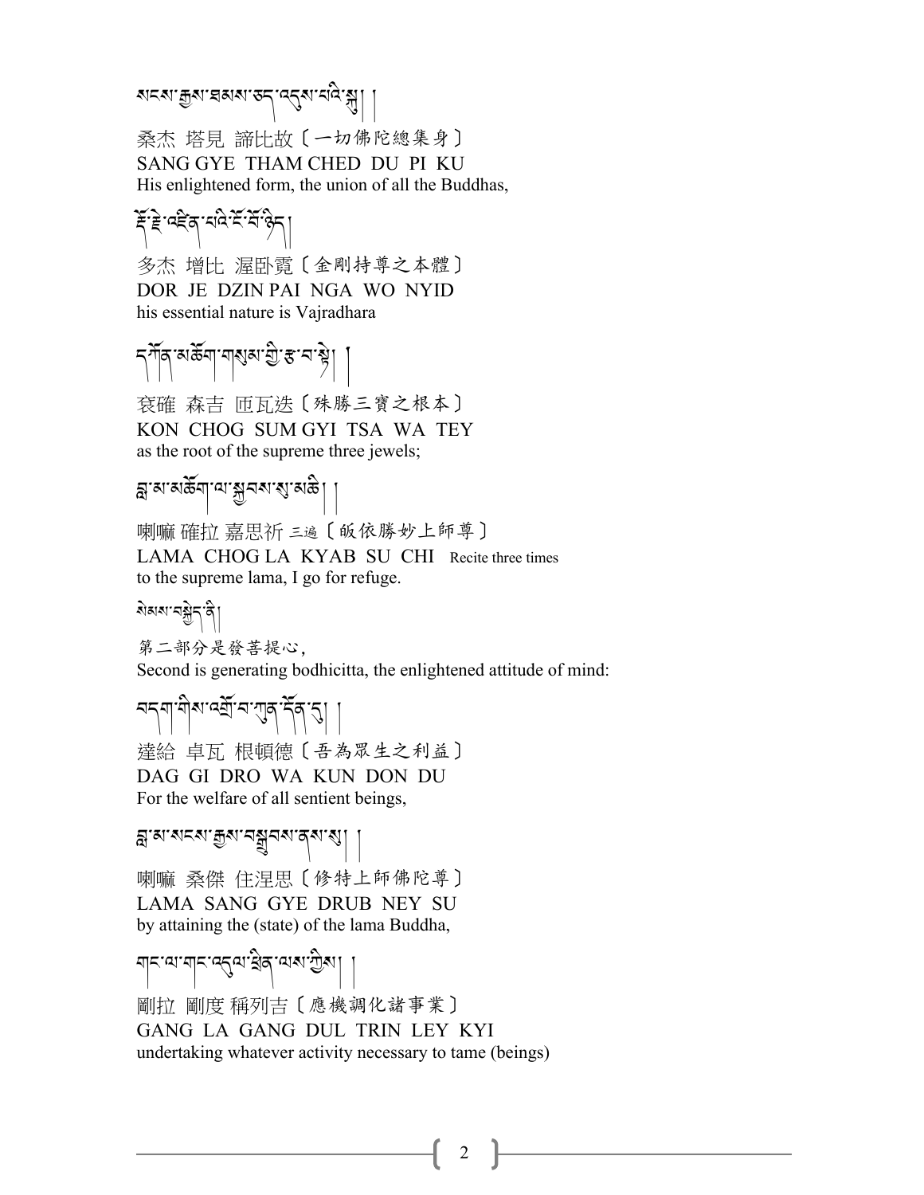སངས་རྒྱས་ཐམས་ཅད་འདུས་པའི་སྐུ། །

桑杰 塔見 諦比故〔一切佛陀總集身〕
SANG GYE THAM CHED DU PI KU
His enlightened form, the union of all the Buddhas,

རྡོ་རྗེ་འཛིན་པའི་ངོ་བོ་ཉིད། །

多杰 增比 渥卧霓〔金剛持尊之本體〕
DOR JE DZIN PAI NGA WO NYID
his essential nature is Vajradhara

དཀོན་མཆོག་གསུམ་གྱི་རྩ་བ་སྟེ། །

袞確 森吉 匝瓦迭〔殊勝三寶之根本〕
KON CHOG SUM GYI TSA WA TEY
as the root of the supreme three jewels;

བླ་མ་མཆོག་ལ་སྐྱབས་སུ་མཆི། །

喇嘛 確拉 嘉思祈 三遍〔皈依勝妙上師尊〕
LAMA CHOG LA KYAB SU CHI Recite three times
to the supreme lama, I go for refuge.

སེམས་བསྐྱེད་ནི།

第二部分是發菩提心，
Second is generating bodhicitta, the enlightened attitude of mind:

བདག་གིས་འགྲོ་བ་ཀུན་དོན་དུ། །

達給 卓瓦 根頓德〔吾為眾生之利益〕
DAG GI DRO WA KUN DON DU
For the welfare of all sentient beings,

བླ་མ་སངས་རྒྱས་བསྒྲུབས་ནས་སུ། །

喇嘛 桑傑 住涅思〔修特上師佛陀尊〕
LAMA SANG GYE DRUB NEY SU
by attaining the (state) of the lama Buddha,

གང་ལ་གང་འདུལ་ཕྲིན་ལས་ཀྱིས། །

剛拉 剛度 稱列吉〔應機調化諸事業〕
GANG LA GANG DUL TRIN LEY KYI
undertaking whatever activity necessary to tame (beings)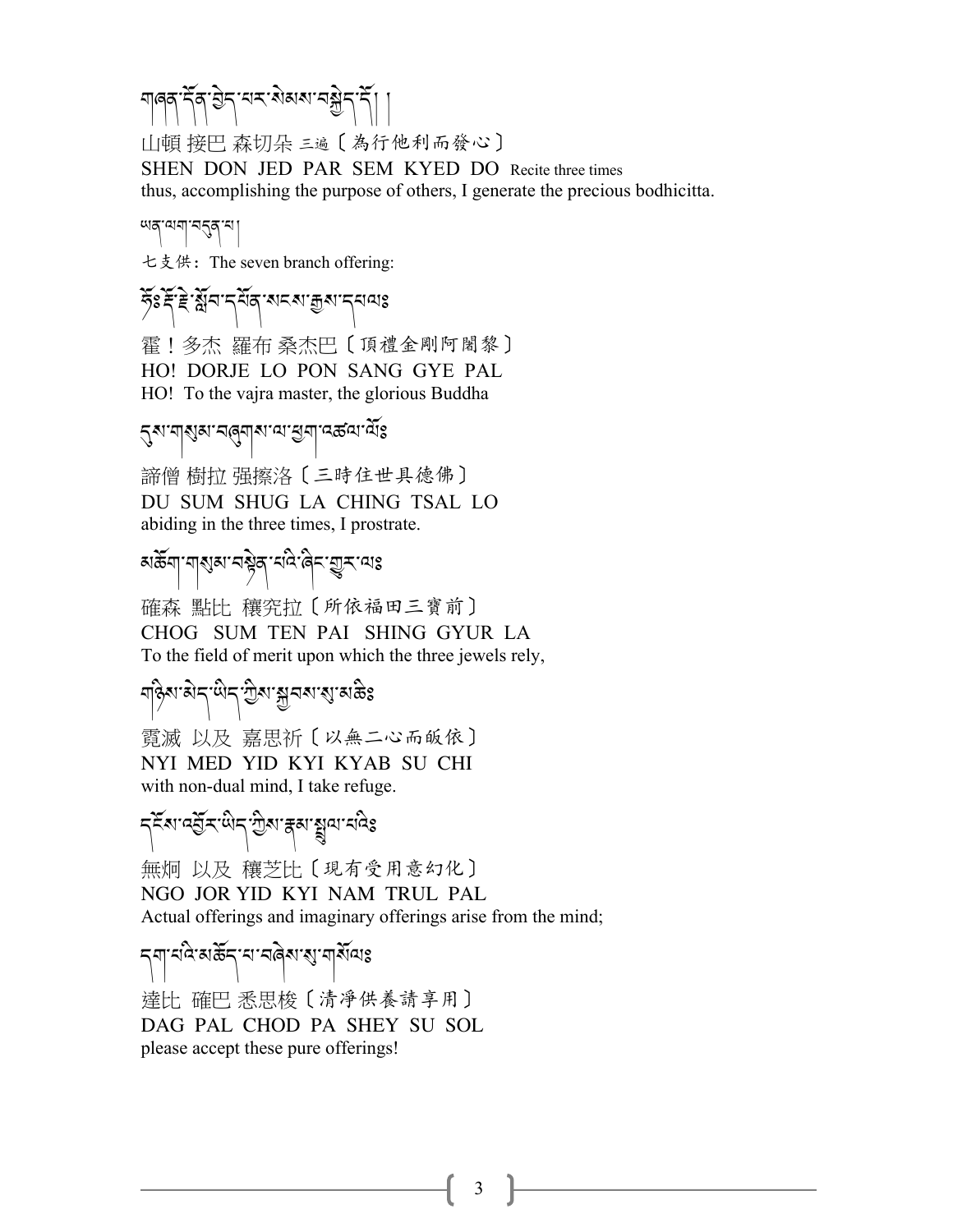གཞན་དོན་བྱེད་པར་སེམས་བསྐྱེད་དོ། །

山頓 接巴 森切朵 三遍〔為行他利而發心〕

SHEN DON JED PAR SEM KYED DO Recite three times

thus, accomplishing the purpose of others, I generate the precious bodhicitta.

ཡན་ལག་བདུན་པ།

七支供：The seven branch offering:

ཧོཿ རྡོ་རྗེ་སློབ་དཔོན་སངས་རྒྱས་དཔལཿ

霍！多杰 羅布 桑杰巴〔頂禮金剛阿闍黎〕

HO! DORJE LO PON SANG GYE PAL

HO! To the vajra master, the glorious Buddha

དུས་གསུམ་བཞུགས་ལ་ཕྱག་འཚལ་ལོཿ

諦僧 樹拉 强擦洛〔三時住世具德佛〕

DU SUM SHUG LA CHING TSAL LO

abiding in the three times, I prostrate.

མཆོག་གསུམ་བརྟེན་པའི་ཞིང་གྱུར་ལཿ

確森 點比 穰究拉〔所依福田三寶前〕

CHOG SUM TEN PAI SHING GYUR LA

To the field of merit upon which the three jewels rely,

གཉིས་མེད་ཡིད་ཀྱིས་སྐྱབས་སུ་མཆིཿ

霓滅 以及 嘉思祈〔以無二心而皈依〕

NYI MED YID KYI KYAB SU CHI

with non-dual mind, I take refuge.

དངོས་འབྱོར་ཡིད་ཀྱིས་རྣམ་སྤྲུལ་པའིཿ

無炯 以及 穰芝比〔現有受用意幻化〕

NGO JOR YID KYI NAM TRUL PAL

Actual offerings and imaginary offerings arise from the mind;

དག་པའི་མཆོད་པ་བཞེས་སུ་གསོལཿ

達比 確巴 悉思梭〔清淨供養請享用〕

DAG PAL CHOD PA SHEY SU SOL

please accept these pure offerings!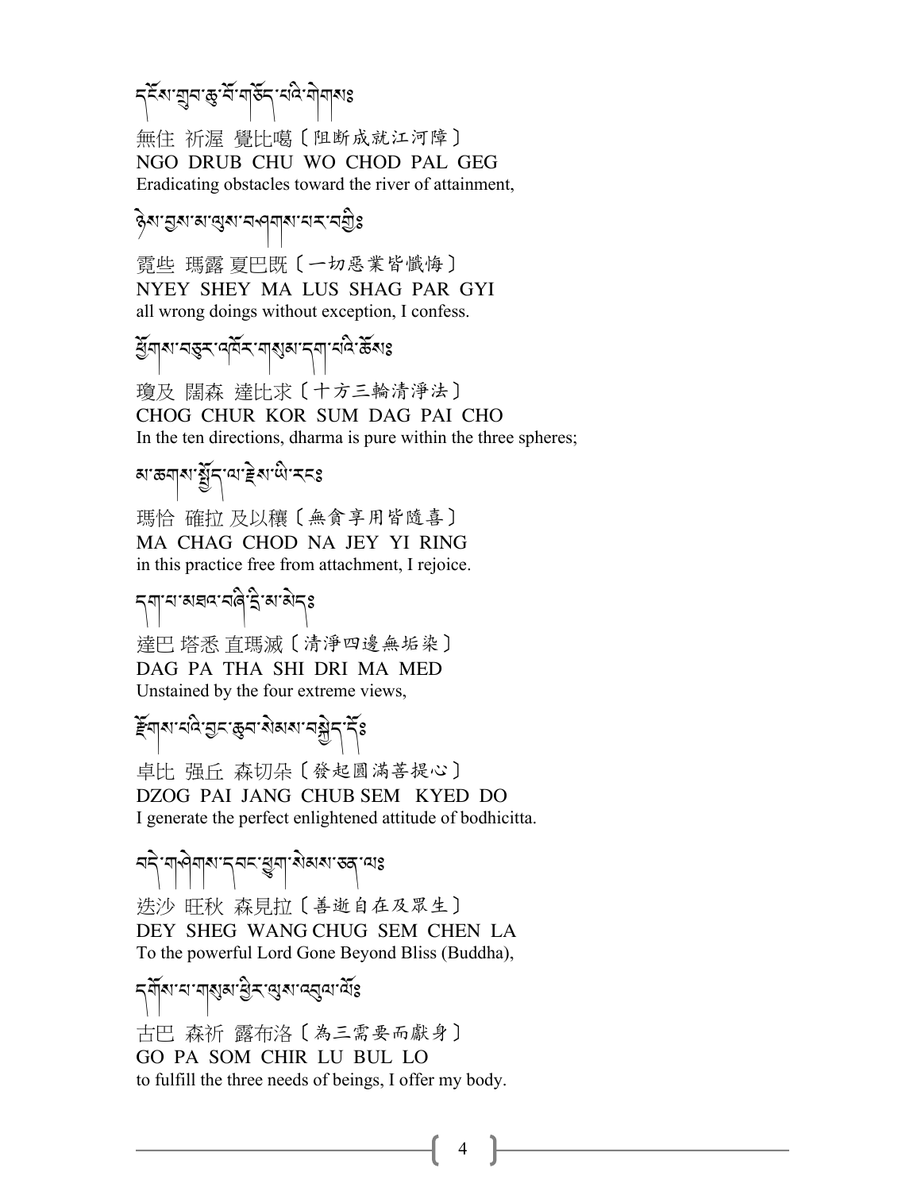དངོས་གྲུབ་ཆུ་བོ་གཅོད་པའི་གེགས༔

無住 祈渥 覺比噶〔阻断成就江河障〕
NGO DRUB CHU WO CHOD PAL GEG
Eradicating obstacles toward the river of attainment,

ཉེས་བྱས་མ་ལུས་བཤགས་པར་བགྱི༔

霓些 瑪露 夏巴既〔一切惡業皆懺悔〕
NYEY SHEY MA LUS SHAG PAR GYI
all wrong doings without exception, I confess.

ཕྱོགས་བཅུར་འཁོར་གསུམ་དག་པའི་ཆོས༔

瓊及 闊森 達比求〔十方三輪清淨法〕
CHOG CHUR KOR SUM DAG PAI CHO
In the ten directions, dharma is pure within the three spheres;

མ་ཆགས་སྤྱོད་ལ་རྗེས་ཡི་རང༔

瑪恰 確拉 及以穰〔無貪享用皆隨喜〕
MA CHAG CHOD NA JEY YI RING
in this practice free from attachment, I rejoice.

དག་པ་མཐའ་བཞི་དྲི་མ་མེད༔

達巴 塔悉 直瑪滅〔清淨四邊無垢染〕
DAG PA THA SHI DRI MA MED
Unstained by the four extreme views,

རྫོགས་པའི་བྱང་ཆུབ་སེམས་བསྐྱེད་དོ༔

卓比 强丘 森切朵〔發起圓滿菩提心〕
DZOG PAI JANG CHUB SEM KYED DO
I generate the perfect enlightened attitude of bodhicitta.

བདེ་གཤེགས་དབང་ཕྱུག་སེམས་ཅན་ལ༔

迭沙 旺秋 森見拉〔善逝自在及眾生〕
DEY SHEG WANG CHUG SEM CHEN LA
To the powerful Lord Gone Beyond Bliss (Buddha),

དགོས་པ་གསུམ་ཕྱིར་ལུས་འབུལ་ལོ༔

古巴 森祈 露布洛〔為三需要而獻身〕
GO PA SOM CHIR LU BUL LO
to fulfill the three needs of beings, I offer my body.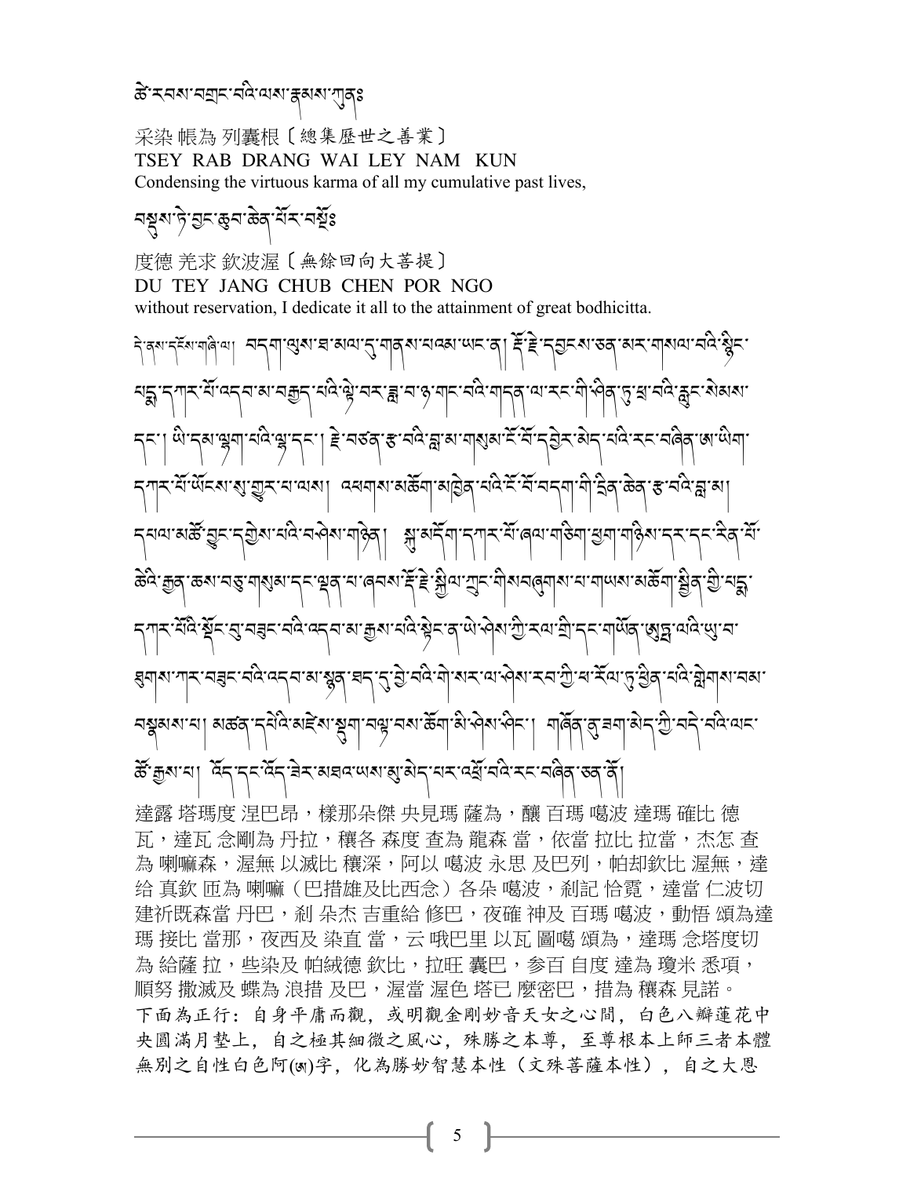ཚེ་རབས་བགྲང་བའི་ལས་རྣམས་ཀུན༔

采染 帳為 列囊根〔總集歷世之善業〕
TSEY RAB DRANG WAI LEY NAM KUN
Condensing the virtuous karma of all my cumulative past lives,

བསྡུས་ཏེ་བྱང་ཆུབ་ཆེན་པོར་བསྔོ༔

度德 羌求 欽波渥〔無餘回向大菩提〕
DU TEY JANG CHUB CHEN POR NGO
without reservation, I dedicate it all to the attainment of great bodhicitta.

དེ་ནས་དངོས་གཞི་ལ། བདག་ལུས་ཐ་མལ་དུ་གནས་པའམ་ཡང་ན། རྡོ་རྗེ་དབྱངས་ཅན་མར་གསལ་བའི་སྙིང་པདྨ་དཀར་པོ་འདབ་མ་བརྒྱད་པའི་ལྟེ་བར་ཟླ་བ་ཉ་གང་བའི་གདན་ལ་རང་གི་ཤིན་ཏུ་ཕྲ་བའི་རླུང་སེམས་དང་། ཡི་དམ་ལྷག་པའི་ལྷ་དང་། རྗེ་བཙུན་རྩ་བའི་བླ་མ་གསུམ་ངོ་བོ་དབྱེར་མེད་པའི་རང་བཞིན་ཨ་ཡིག་དཀར་པོ་ཡོངས་སུ་གྱུར་པ་ལས། འཕགས་མཆོག་མཁྱེན་པའི་ངོ་བོ་བདག་གི་དྲིན་ཆེན་རྩ་བའི་བླ་མ། དཔལ་མཆོ་བྱང་དགྱེས་པའི་བཤེས་གཉེན། སྐུ་མདོག་དཀར་པོ་ཞལ་གཅིག་ཕྱག་གཉིས་དར་དང་རིན་པོ་ཆེའི་རྒྱན་ཆས་བཅུ་གསུམ་དང་ལྡན་པ་ཞབས་རྡོ་རྗེ་སྐྱིལ་ཀྲུང་གིས་བཞུགས་པ་བ་གཡས་མཆོག་སྦྱིན་གྱི་པདྨ་དཀར་པོའི་སྡོང་བུ་བཟུང་བའི་འདབ་མ་རྒྱས་པའི་སྟེང་ན་ཡེ་ཤེས་ཀྱི་རལ་གྲི་དང་གཡོན་ཨུཏྤལ་འི་ཡུ་བ་ཐུགས་ཀར་བཟུང་བའི་འདབ་མ་སྙན་ཐད་དུ་བྱེ་བའི་གེ་སར་ལ་ཤེས་རབ་ཀྱི་པ་རོལ་ཏུ་ཕྱིན་པའི་གླེགས་བམ་བསྣམས་པ། མཚན་དཔེའི་མཛེས་སྡུག་བལྟ་བས་ཆོག་མི་ཤེས་ཤིང་། གཞོན་ནུ་ཟག་མེད་ཀྱི་བདེ་བའི་ལང་ཚོ་རྒྱས་པ། འོད་དང་འོད་ཟེར་མཐའ་ཡས་སྤྲོ་མེད་པར་འགྲོ་བའི་རང་བཞིན་ཅན་ནོ།

達露 塔瑪度 涅巴昂，樣那朵傑 央見瑪 薩為，釀 百瑪 噶波 達瑪 確比 德瓦，達瓦 念剛為 丹拉，穰各 森度 查為 龍森 當，依當 拉比 拉當，杰怎 查為 喇嘛森，渥無 以滅比 穰深，阿以 噶波 永思 及巴列，帕却欽比 渥無，達给 真欽 匝為 喇嘛（巴措雄及比西念）各朵 噶波，剎記 恰霓，達當 仁波切 建祈既森當 丹巴，剎 朵杰 吉重給 修巴，夜確 神及 百瑪 噶波，動悟 頌為達瑪 接比 當那，夜西及 染直 當，云 哦巴里 以瓦 圖噶 頌為，達瑪 念塔度切為 給薩 拉，些染及 帕絨德 欽比，拉旺 囊巴，参百 自度 達為 瓊米 悉項，順努 撒滅及 蝶為 浪措 及巴，渥當 渥色 塔已 麼密巴，措為 穰森 見諾。

下面為正行：自身平庸而觀，或明觀金剛妙音天女之心間，白色八瓣蓮花中央圓滿月墊上，自之極其細微之風心，殊勝之本尊，至尊根本上師三者本體無別之自性白色阿(ཨ)字，化為勝妙智慧本性（文殊菩薩本性），自之大恩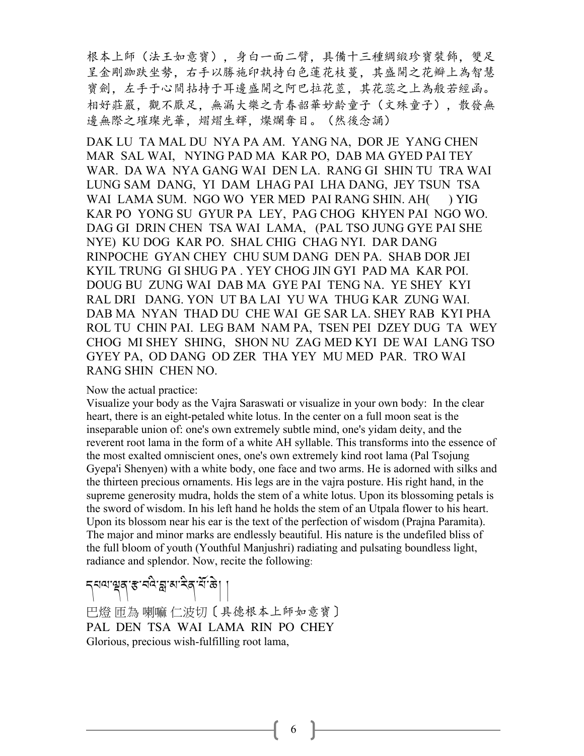根本上師（法王如意寶），身白一面二臂，具備十三種綢緞珍寶裝飾，雙足呈金剛跏趺坐勢，右手以勝施印執持白色蓮花枝蔓，其盛開之花瓣上為智慧寶劍，左手于心間拈持于耳邊盛開之阿巴拉花莖，其花蕊之上為般若經函。相好莊嚴，觀不厭足，無漏大樂之青春韶華妙齡童子（文殊童子），散發無邊無際之璀璨光華，熠熠生輝，燦爛奪目。（然後念誦）

DAK LU TA MAL DU NYA PA AM. YANG NA, DOR JE YANG CHEN MAR SAL WAI, NYING PAD MA KAR PO, DAB MA GYED PAI TEY WAR. DA WA NYA GANG WAI DEN LA. RANG GI SHIN TU TRA WAI LUNG SAM DANG, YI DAM LHAG PAI LHA DANG, JEY TSUN TSA WAI LAMA SUM. NGO WO YER MED PAI RANG SHIN. AH( ) YIG KAR PO YONG SU GYUR PA LEY, PAG CHOG KHYEN PAI NGO WO. DAG GI DRIN CHEN TSA WAI LAMA, (PAL TSO JUNG GYE PAI SHE NYE) KU DOG KAR PO. SHAL CHIG CHAG NYI. DAR DANG RINPOCHE GYAN CHEY CHU SUM DANG DEN PA. SHAB DOR JEI KYIL TRUNG GI SHUG PA . YEY CHOG JIN GYI PAD MA KAR POI. DOUG BU ZUNG WAI DAB MA GYE PAI TENG NA. YE SHEY KYI RAL DRI DANG. YON UT BA LAI YU WA THUG KAR ZUNG WAI. DAB MA NYAN THAD DU CHE WAI GE SAR LA. SHEY RAB KYI PHA ROL TU CHIN PAI. LEG BAM NAM PA, TSEN PEI DZEY DUG TA WEY CHOG MI SHEY SHING, SHON NU ZAG MED KYI DE WAI LANG TSO GYEY PA, OD DANG OD ZER THA YEY MU MED PAR. TRO WAI RANG SHIN CHEN NO.

Now the actual practice:
Visualize your body as the Vajra Saraswati or visualize in your own body: In the clear heart, there is an eight-petaled white lotus. In the center on a full moon seat is the inseparable union of: one's own extremely subtle mind, one's yidam deity, and the reverent root lama in the form of a white AH syllable. This transforms into the essence of the most exalted omniscient ones, one's own extremely kind root lama (Pal Tsojung Gyepa'i Shenyen) with a white body, one face and two arms. He is adorned with silks and the thirteen precious ornaments. His legs are in the vajra posture. His right hand, in the supreme generosity mudra, holds the stem of a white lotus. Upon its blossoming petals is the sword of wisdom. In his left hand he holds the stem of an Utpala flower to his heart. Upon its blossom near his ear is the text of the perfection of wisdom (Prajna Paramita). The major and minor marks are endlessly beautiful. His nature is the undefiled bliss of the full bloom of youth (Youthful Manjushri) radiating and pulsating boundless light, radiance and splendor. Now, recite the following:

དཔལ་ལྡན་རྩ་བའི་བླ་མ་རིན་པོ་ཆེ། །

巴燈 匝為 喇嘛 仁波切〔具德根本上師如意寶〕
PAL DEN TSA WAI LAMA RIN PO CHEY
Glorious, precious wish-fulfilling root lama,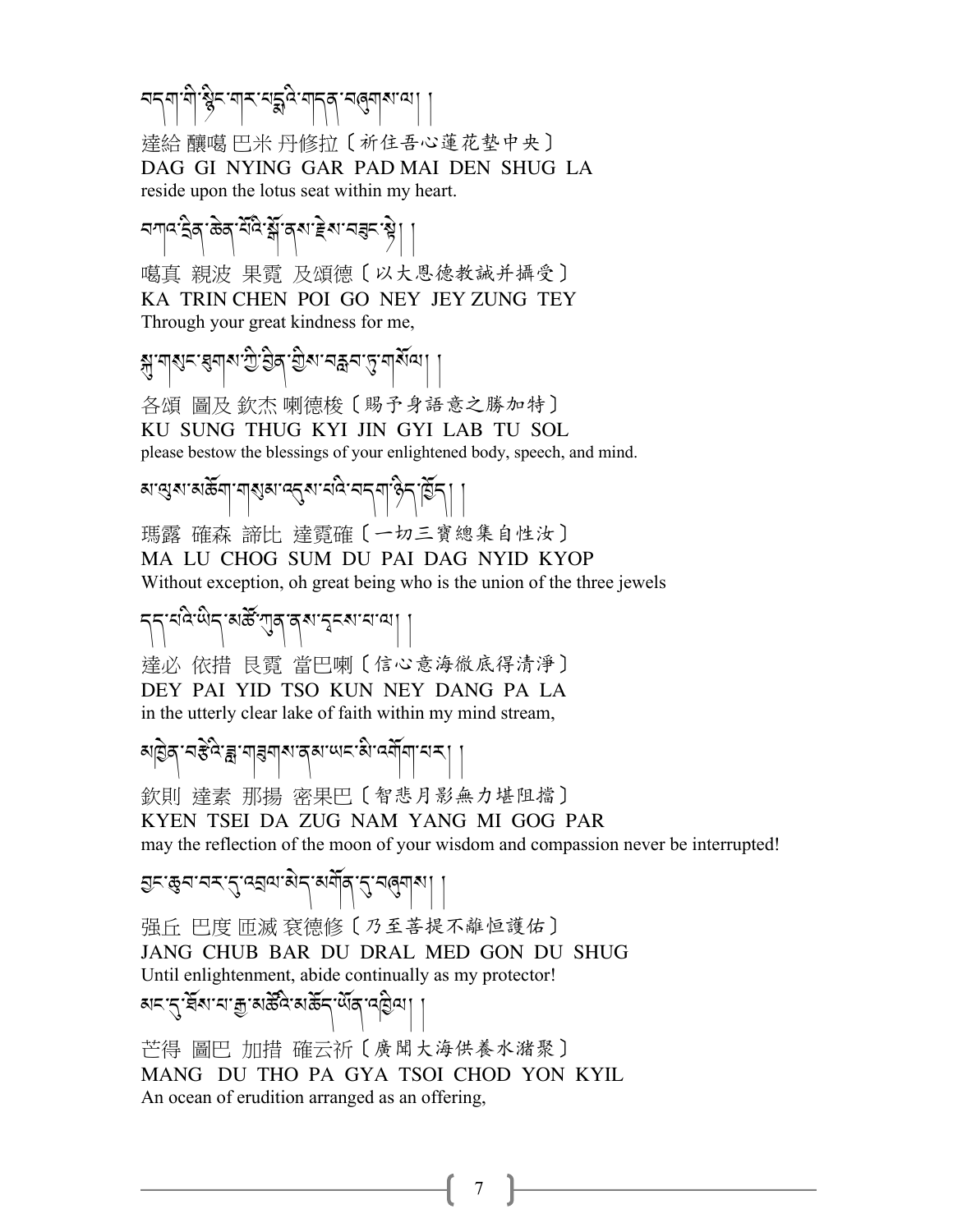བདག་གི་སྙིང་གར་པདྨའི་གདན་བཞུགས་ལ། །

達給 釀噶 巴米 丹修拉〔祈住吾心蓮花墊中央〕
DAG GI NYING GAR PAD MAI DEN SHUG LA
reside upon the lotus seat within my heart.

བཀའ་དྲིན་ཆེན་པོའི་སྒོ་ནས་རྗེས་བཟུང་སྟེ། །

噶真 親波 果霓 及頌德〔以大恩德教誡并攝受〕
KA TRIN CHEN POI GO NEY JEY ZUNG TEY
Through your great kindness for me,

སྐུ་གསུང་ཐུགས་ཀྱི་བྱིན་གྱིས་བརླབ་ཏུ་གསོལ། །

各頌 圖及 欽杰 喇德梭〔賜予身語意之勝加特〕
KU SUNG THUG KYI JIN GYI LAB TU SOL
please bestow the blessings of your enlightened body, speech, and mind.

མ་ལུས་མཆོག་གསུམ་འདུས་པའི་བདག་ཉིད་ཁྱོད། །

瑪露 確森 諦比 達霓確〔一切三寶總集自性汝〕
MA LU CHOG SUM DU PAI DAG NYID KYOP
Without exception, oh great being who is the union of the three jewels

དད་པའི་ཡིད་མཚོ་ཀུན་ནས་དྭངས་པ་ལ། །

達必 依措 艮霓 當巴喇〔信心意海徹底得清淨〕
DEY PAI YID TSO KUN NEY DANG PA LA
in the utterly clear lake of faith within my mind stream,

མཁྱེན་བརྩེའི་ཟླ་གཟུགས་ནམ་ཡང་མི་འགོག་པར། །

欽則 達素 那揚 密果巴〔智悲月影無力堪阻擋〕
KYEN TSEI DA ZUG NAM YANG MI GOG PAR
may the reflection of the moon of your wisdom and compassion never be interrupted!

བྱང་ཆུབ་བར་དུ་འབྲལ་མེད་མགོན་དུ་བཞུགས། །

强丘 巴度 匝滅 袞德修〔乃至菩提不離恒護佑〕
JANG CHUB BAR DU DRAL MED GON DU SHUG
Until enlightenment, abide continually as my protector!

མང་དུ་ཐོས་པ་རྒྱ་མཚོའི་མཆོད་ཡོན་འཁྱིལ། །

芒得 圖巴 加措 確云祈〔廣聞大海供養水瀦聚〕
MANG DU THO PA GYA TSOI CHOD YON KYIL
An ocean of erudition arranged as an offering,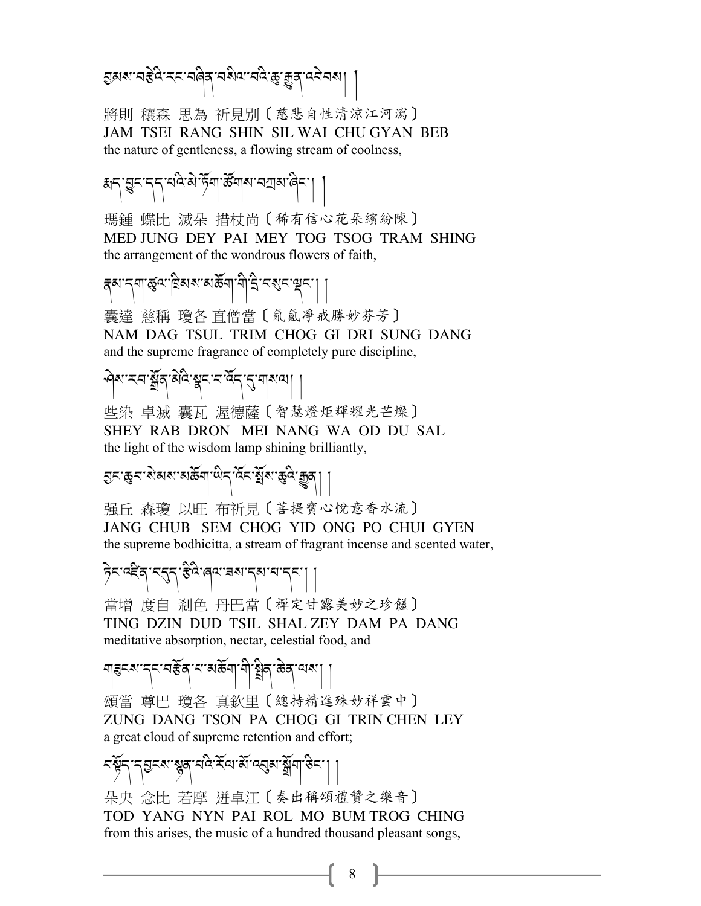བྱམས་བརྩེའི་རང་བཞིན་བསིལ་བའི་ཆུ་རྒྱུན་འབེབས། །

將則 穰森 思為 祈見別〔慈悲自性清涼江河瀉〕
JAM TSEI RANG SHIN SIL WAI CHU GYAN BEB
the nature of gentleness, a flowing stream of coolness,

རྨད་བྱུང་དད་པའི་མེ་ཏོག་ཚོགས་བཀྲམ་ཞིང་། །

瑪鍾 蝶比 滅朵 措杖尚〔稀有信心花朵繽紛陳〕
MED JUNG DEY PAI MEY TOG TSOG TRAM SHING
the arrangement of the wondrous flowers of faith,

རྣམ་དག་ཚུལ་ཁྲིམས་མཆོག་གི་དྲི་བསུང་ལྡང་། །

囊達 慈稱 瓊各 直僧當〔氤氳淨戒勝妙芬芳〕
NAM DAG TSUL TRIM CHOG GI DRI SUNG DANG
and the supreme fragrance of completely pure discipline,

ཤེས་རབ་སྒྲོན་མེའི་སྣང་བ་འོད་དུ་གསལ། །

些染 卓滅 囊瓦 渥德薩〔智慧燈炬輝耀光芒燦〕
SHEY RAB DRON MEI NANG WA OD DU SAL
the light of the wisdom lamp shining brilliantly,

བྱང་ཆུབ་སེམས་མཆོག་ཡིད་འོང་སྤོས་ཆུའི་རྒྱུན། །

强丘 森瓊 以旺 布祈見〔菩提寶心悅意香水流〕
JANG CHUB SEM CHOG YID ONG PO CHUI GYEN
the supreme bodhicitta, a stream of fragrant incense and scented water,

ཏིང་འཛིན་བདུད་རྩིའི་ཞལ་ཟས་དམ་པ་དང་། །

當增 度自 剎色 丹巴當〔禪定甘露美妙之珍饈〕
TING DZIN DUD TSIL SHAL ZEY DAM PA DANG
meditative absorption, nectar, celestial food, and

གཟུངས་དང་བརྩོན་པ་མཆོག་གི་སྤྲིན་ཆེན་ལས། །

頌當 尊巴 瓊各 真欽里〔總持精進殊妙祥雲中〕
ZUNG DANG TSON PA CHOG GI TRIN CHEN LEY
a great cloud of supreme retention and effort;

བསྟོད་དབྱངས་སྙན་པའི་རོལ་མོ་འབུམ་སྤྲོག་ཅིང་། །

朵央 念比 若摩 迸卓江〔奏出稱頌禮贊之樂音〕
TOD YANG NYN PAI ROL MO BUM TROG CHING
from this arises, the music of a hundred thousand pleasant songs,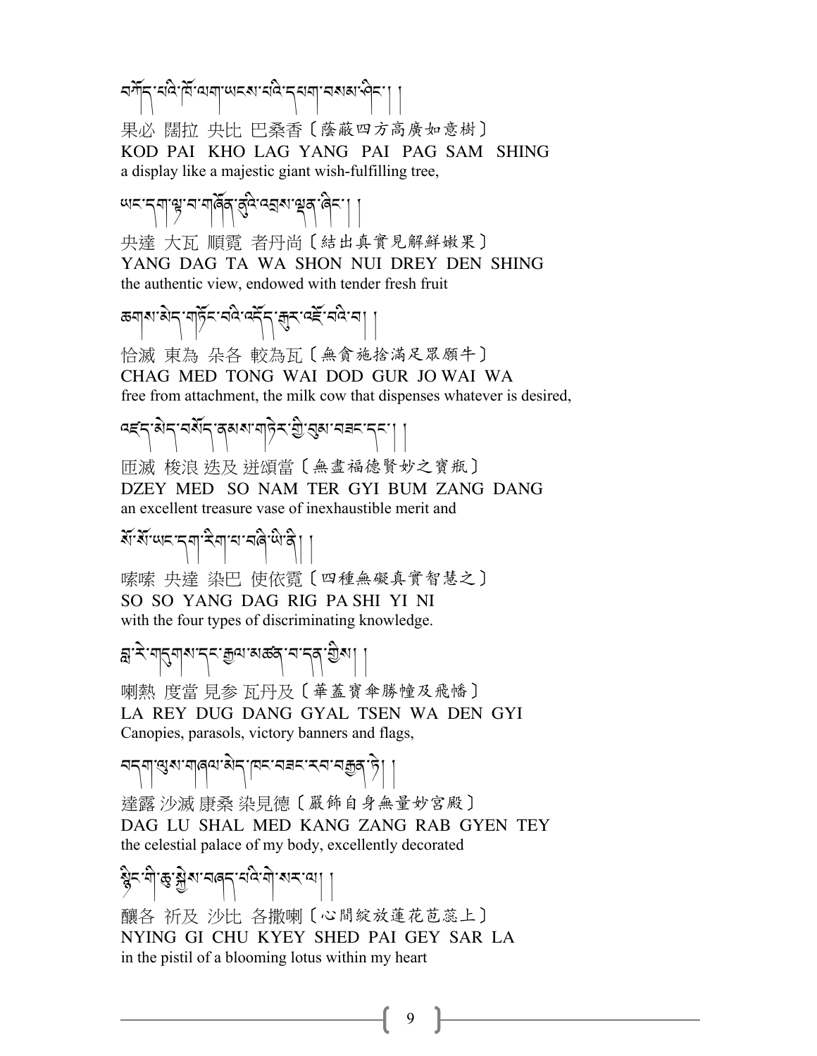བཀོད་པའི་ཁོ་ལག་ཡངས་པའི་དཔག་བསམ་ཤིང་། །

果必 闊拉 央比 巴桑香〔蔭蔽四方高廣如意樹〕
KOD PAI KHO LAG YANG PAI PAG SAM SHING
a display like a majestic giant wish-fulfilling tree,

ཡང་དག་ལྟ་བ་གཞོན་ནུའི་འབྲས་ལྡན་ཞིང་། །

央達 大瓦 順霓 者丹尚〔結出真實見解鮮嫩果〕
YANG DAG TA WA SHON NUI DREY DEN SHING
the authentic view, endowed with tender fresh fruit

ཆགས་མེད་གཏོང་བའི་འདོད་རྒུར་འཇོ་བའི་བ། །

恰滅 東為 朵各 較為瓦〔無貪施捨滿足眾願牛〕
CHAG MED TONG WAI DOD GUR JO WAI WA
free from attachment, the milk cow that dispenses whatever is desired,

འཛད་མེད་བསོད་ནམས་གཏེར་གྱི་བུམ་བཟང་དང་། །

匝滅 梭浪 迭及 迸頌當〔無盡福德賢妙之寶瓶〕
DZEY MED SO NAM TER GYI BUM ZANG DANG
an excellent treasure vase of inexhaustible merit and

སོ་སོ་ཡང་དག་རིག་པ་བཞི་ཡི་ནི། །

嗦嗦 央達 染巴 使依霓〔四種無礙真實智慧之〕
SO SO YANG DAG RIG PA SHI YI NI
with the four types of discriminating knowledge.

བླ་རེ་གདུགས་དང་རྒྱལ་མཚན་བ་དན་གྱིས། །

喇熱 度當 見参 瓦丹及〔華蓋寶傘勝幢及飛幡〕
LA REY DUG DANG GYAL TSEN WA DEN GYI
Canopies, parasols, victory banners and flags,

བདག་ལུས་གཞལ་མེད་ཁང་བཟང་རབ་བརྒྱན་ཏེ། །

達露 沙滅 康桑 染見德〔嚴飾自身無量妙宮殿〕
DAG LU SHAL MED KANG ZANG RAB GYEN TEY
the celestial palace of my body, excellently decorated

སྙིང་གི་ཆུ་སྐྱེས་བཞད་པའི་གེ་སར་ལ། །

釀各 祈及 沙比 各撒喇〔心間綻放蓮花苞蕊上〕
NYING GI CHU KYEY SHED PAI GEY SAR LA
in the pistil of a blooming lotus within my heart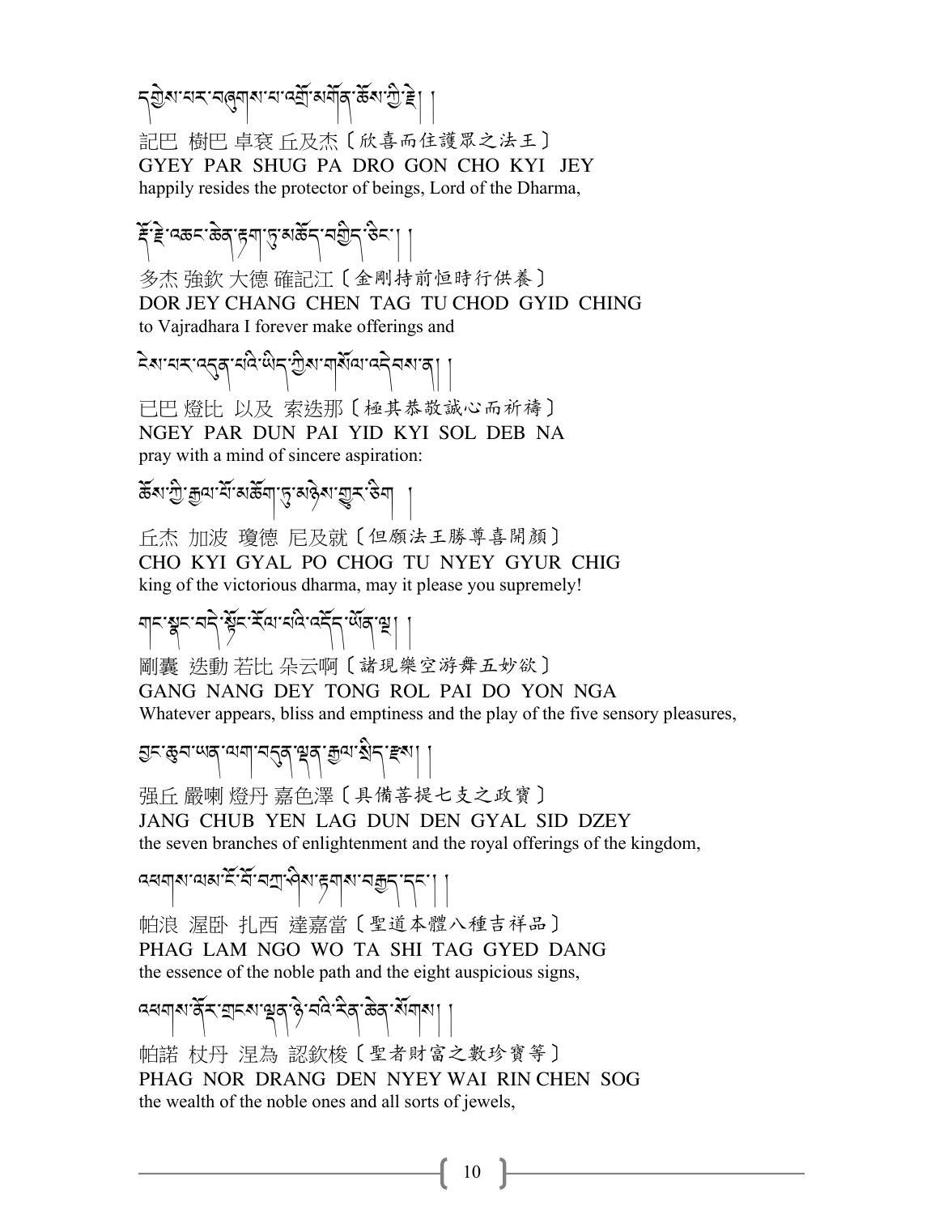དགྱེས་པར་བཞུགས་པ་འགྲོ་མགོན་ཆོས་ཀྱི་རྗེ། །

記巴 樹巴 卓袞 丘及杰〔欣喜而住護眾之法王〕
GYEY PAR SHUG PA DRO GON CHO KYI JEY
happily resides the protector of beings, Lord of the Dharma,

རྡོ་རྗེ་འཆང་ཆེན་རྟག་ཏུ་མཆོད་བགྱིད་ཅིང་། །

多杰 強欽 大德 確記江〔金剛持前恒時行供養〕
DOR JEY CHANG CHEN TAG TU CHOD GYID CHING
to Vajradhara I forever make offerings and

ངེས་པར་འདུན་པའི་ཡིད་ཀྱིས་གསོལ་འདེབས་ན། །

已巴 燈比 以及 索迭那〔極其恭敬誠心而祈禱〕
NGEY PAR DUN PAI YID KYI SOL DEB NA
pray with a mind of sincere aspiration:

ཆོས་ཀྱི་རྒྱལ་པོ་མཆོག་ཏུ་མཉེས་གྱུར་ཅིག །

丘杰 加波 瓊德 尼及就〔但願法王勝尊喜開顏〕
CHO KYI GYAL PO CHOG TU NYEY GYUR CHIG
king of the victorious dharma, may it please you supremely!

གང་སྣང་བདེ་སྟོང་རོལ་པའི་འདོད་ཡོན་ལྔ། །

剛囊 迭動 若比 朵云啊〔諸現樂空游舞五妙欲〕
GANG NANG DEY TONG ROL PAI DO YON NGA
Whatever appears, bliss and emptiness and the play of the five sensory pleasures,

བྱང་ཆུབ་ཡན་ལག་བདུན་ལྡན་རྒྱལ་སྲིད་རྫས། །

强丘 嚴喇 燈丹 嘉色澤〔具備菩提七支之政寶〕
JANG CHUB YEN LAG DUN DEN GYAL SID DZEY
the seven branches of enlightenment and the royal offerings of the kingdom,

འཕགས་ལམ་ངོ་བོ་བཀྲ་ཤིས་རྟགས་བརྒྱད་དང་། །

帕浪 渥臥 扎西 達嘉當〔聖道本體八種吉祥品〕
PHAG LAM NGO WO TA SHI TAG GYED DANG
the essence of the noble path and the eight auspicious signs,

འཕགས་ནོར་གྲངས་ལྡན་ཉེ་བའི་རིན་ཆེན་སོགས། །

帕諾 杖丹 涅為 認欽梭〔聖者財富之數珍寶等〕
PHAG NOR DRANG DEN NYEY WAI RIN CHEN SOG
the wealth of the noble ones and all sorts of jewels,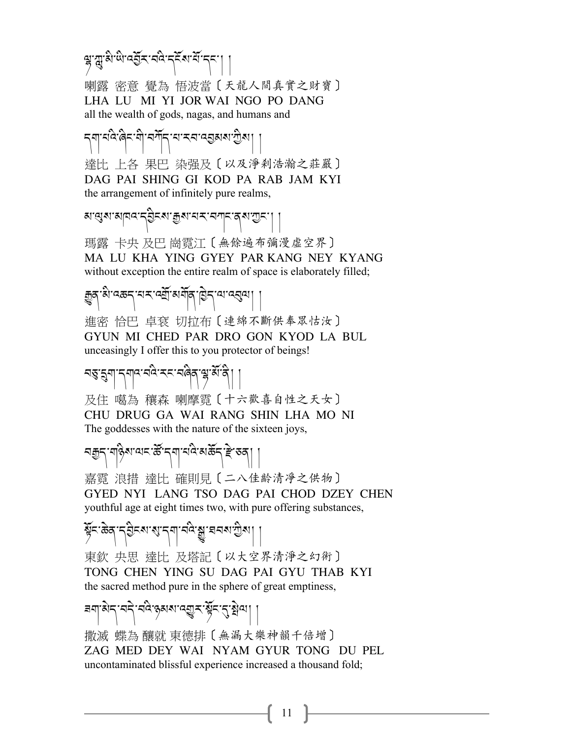ལྷ་ཀླུ་མི་ཡི་འབྱོར་བའི་དངོས་པོ་དང་། །

喇露 密意 覺為 悟波當〔天龍人間真實之財寶〕
LHA LU MI YI JOR WAI NGO PO DANG
all the wealth of gods, nagas, and humans and

དག་པའི་ཞིང་གི་བཀོད་པ་རབ་འབྱམས་ཀྱིས། །

達比 上各 果巴 染強及〔以及淨刹浩瀚之莊嚴〕
DAG PAI SHING GI KOD PA RAB JAM KYI
the arrangement of infinitely pure realms,

མ་ལུས་མཁའ་དབྱིངས་རྒྱས་པར་བཀང་ནས་ཀྱང་། །

瑪露 卡央 及巴 崗霓江〔無餘遍布彌漫虛空界〕
MA LU KHA YING GYEY PAR KANG NEY KYANG
without exception the entire realm of space is elaborately filled;

རྒྱུན་མི་འཆད་པར་འགྲོ་མགོན་ཁྱེད་ལ་འབུལ། །

進密 恰巴 卓袞 切拉布〔連綿不斷供奉眾怙汝〕
GYUN MI CHED PAR DRO GON KYOD LA BUL
unceasingly I offer this to you protector of beings!

བཅུ་དྲུག་དགའ་བའི་རང་བཞིན་ལྷ་མོ་ནི། །

及住 噶為 穰森 喇摩霓〔十六歡喜自性之天女〕
CHU DRUG GA WAI RANG SHIN LHA MO NI
The goddesses with the nature of the sixteen joys,

བརྒྱད་གཉིས་ལང་ཚོ་དག་པའི་མཆོད་རྫས་ཅན། །

嘉霓 浪措 達比 確則見〔二八佳齡清淨之供物〕
GYED NYI LANG TSO DAG PAI CHOD DZEY CHEN
youthful age at eight times two, with pure offering substances,

སྟོང་ཆེན་དབྱིངས་སུ་དག་པའི་སྒྱུ་ཐབས་ཀྱིས། །

東欽 央思 達比 及塔記〔以大空界清淨之幻術〕
TONG CHEN YING SU DAG PAI GYU THAB KYI
the sacred method pure in the sphere of great emptiness,

ཟག་མེད་བདེ་བའི་ཉམས་འགྱུར་སྟོང་དུ་སྤེལ། །

撒滅 蝶為 釀就 東德排〔無漏大樂神韻千倍增〕
ZAG MED DEY WAI NYAM GYUR TONG DU PEL
uncontaminated blissful experience increased a thousand fold;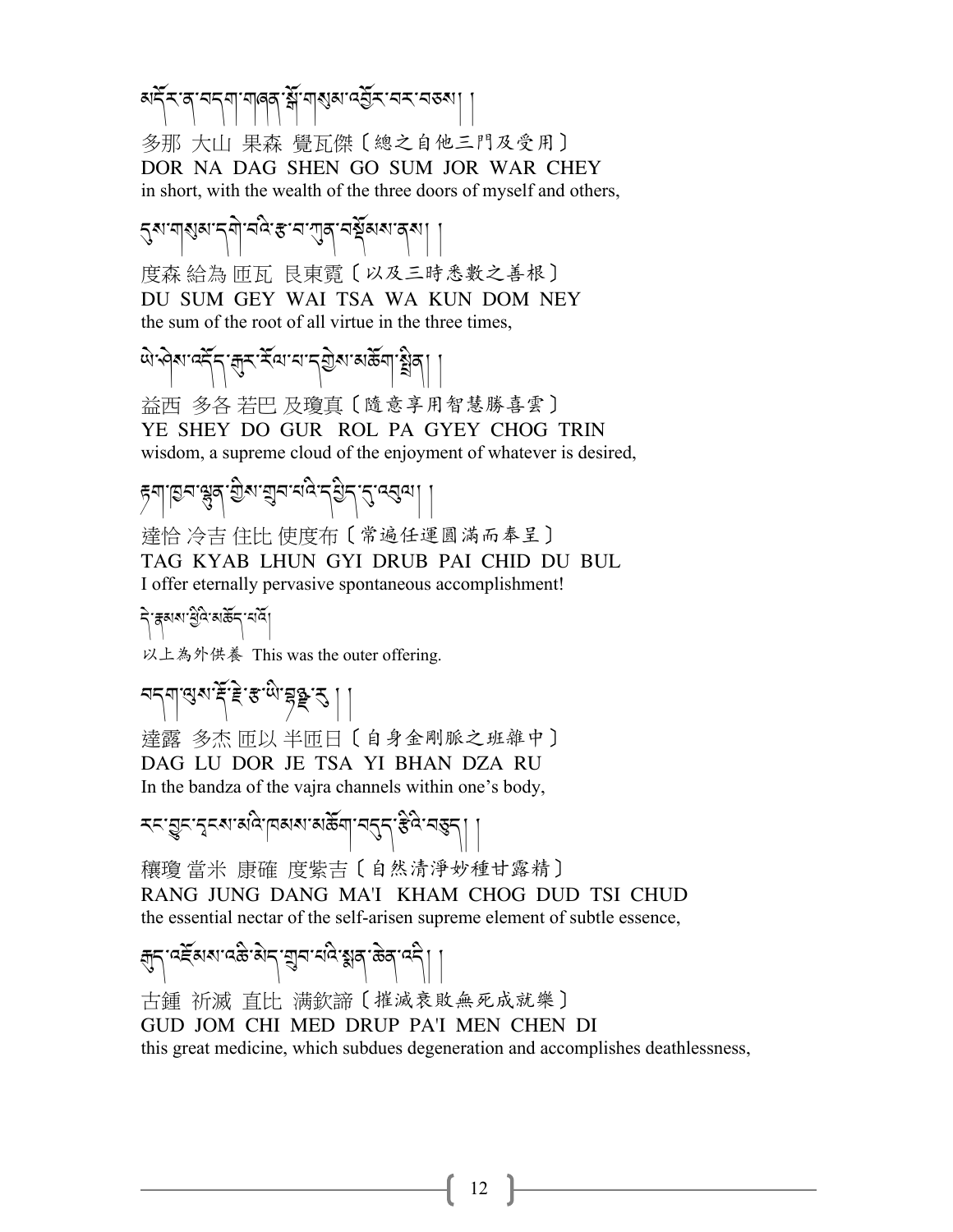མདོར་ན་བདག་གཞན་སྒོ་གསུམ་འབྱོར་བར་བཅས། །

多那 大山 果森 覺瓦傑〔總之自他三門及受用〕
DOR NA DAG SHEN GO SUM JOR WAR CHEY
in short, with the wealth of the three doors of myself and others,

དུས་གསུམ་དགེ་བའི་རྩ་བ་ཀུན་བསྡོམས་ནས། །

度森 給為 匝瓦 艮東霓〔以及三時悉數之善根〕
DU SUM GEY WAI TSA WA KUN DOM NEY
the sum of the root of all virtue in the three times,

ཡེ་ཤེས་འདོད་རྒུར་རོལ་པ་དགྱེས་མཆོག་སྤྲིན། །

益西 多各 若巴 及瓊真〔隨意享用智慧勝喜雲〕
YE SHEY DO GUR ROL PA GYEY CHOG TRIN
wisdom, a supreme cloud of the enjoyment of whatever is desired,

རྟག་ཁྱབ་ལྷུན་གྱིས་གྲུབ་པའི་དབྱིངས་སུ་འབུལ། །

達恰 冷吉 住比 使度布〔常遍任運圓滿而奉呈〕
TAG KYAB LHUN GYI DRUB PAI CHID DU BUL
I offer eternally pervasive spontaneous accomplishment!

དེ་རྣམས་ཕྱིའི་མཆོད་པའོ།

以上為外供養 This was the outer offering.

བདག་ལུས་རྡོ་རྗེ་རྩ་ཡི་བྷནྡྷ་རུ། །

達露 多杰 匝以 半匝日〔自身金剛脈之班雜中〕
DAG LU DOR JE TSA YI BHAN DZA RU
In the bandza of the vajra channels within one's body,

རང་བྱུང་དྭངས་མའི་ཁམས་མཆོག་བདུད་རྩིའི་བཅུད། །

穰瓊 當米 康確 度紫吉〔自然清淨妙種甘露精〕
RANG JUNG DANG MA'I KHAM CHOG DUD TSI CHUD
the essential nectar of the self-arisen supreme element of subtle essence,

རྒུད་འཇོམས་འཆི་མེད་སྒྲུབ་པའི་སྨན་ཆེན་འདི། །

古鍾 祈滅 直比 满欽諦〔摧滅衰敗無死成就樂〕
GUD JOM CHI MED DRUP PA'I MEN CHEN DI
this great medicine, which subdues degeneration and accomplishes deathlessness,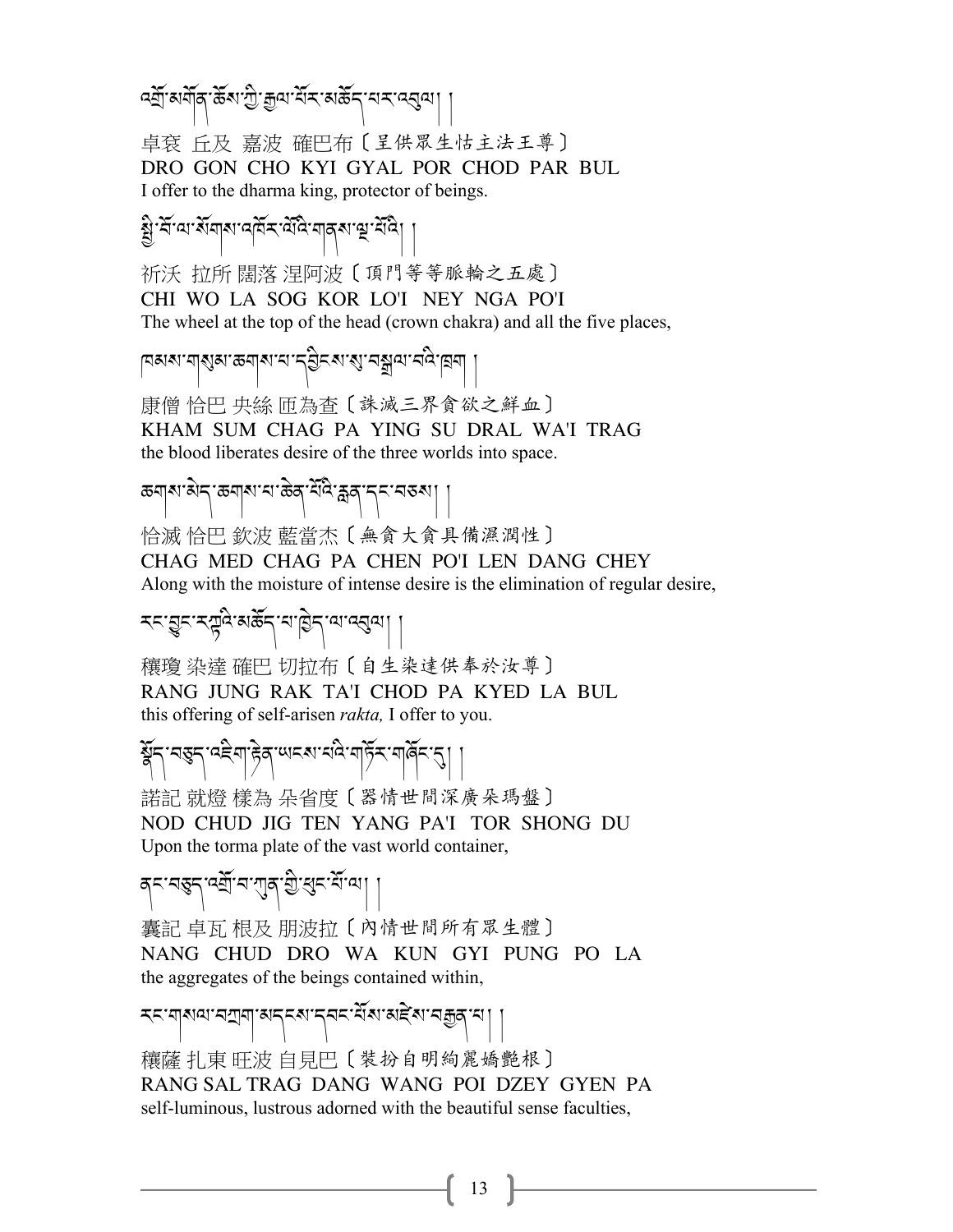འགྲོ་མགོན་ཆོས་ཀྱི་རྒྱལ་པོར་མཆོད་པར་འབུལ། །

卓袞 丘及 嘉波 確巴布〔呈供眾生怙主法王尊〕
DRO GON CHO KYI GYAL POR CHOD PAR BUL
I offer to the dharma king, protector of beings.

སྤྱི་བོ་ལ་སོགས་འཁོར་ལོའི་གནས་ལྔ་པོའི། །

祈沃 拉所 闊落 涅阿波〔頂門等等脈輪之五處〕
CHI WO LA SOG KOR LO'I NEY NGA PO'I
The wheel at the top of the head (crown chakra) and all the five places,

ཁམས་གསུམ་ཆགས་པ་དབྱིངས་སུ་བསྒྲལ་བའི་ཁྲག །

康僧 恰巴 央絲 匝為查〔誅滅三界貪欲之鮮血〕
KHAM SUM CHAG PA YING SU DRAL WA'I TRAG
the blood liberates desire of the three worlds into space.

ཆགས་མེད་ཆགས་པ་ཆེན་པོའི་རླན་དང་བཅས། །

恰滅 恰巴 欽波 藍當杰〔無貪大貪具備濕潤性〕
CHAG MED CHAG PA CHEN PO'I LEN DANG CHEY
Along with the moisture of intense desire is the elimination of regular desire,

རང་བྱུང་རཀྟའི་མཆོད་པ་ཁྱེད་ལ་འབུལ། །

穰瓊 染達 確巴 切拉布〔自生染達供奉於汝尊〕
RANG JUNG RAK TA'I CHOD PA KYED LA BUL
this offering of self-arisen *rakta,* I offer to you.

སྣོད་བཅུད་འཇིག་རྟེན་ཡངས་པའི་གཏོར་གཞོང་དུ། །

諾記 就燈 樣為 朵省度〔器情世間深廣朵瑪盤〕
NOD CHUD JIG TEN YANG PA'I TOR SHONG DU
Upon the torma plate of the vast world container,

ནང་བཅུད་འགྲོ་བ་ཀུན་གྱི་ཕུང་པོ་ལ། །

囊記 卓瓦 根及 朋波拉〔內情世間所有眾生體〕
NANG CHUD DRO WA KUN GYI PUNG PO LA
the aggregates of the beings contained within,

རང་གསལ་བཀྲག་མདངས་དབང་པོས་མཛེས་བརྒྱན་པ། །

穰薩 扎東 旺波 自見巴〔裝扮自明絢麗嬌艷根〕
RANG SAL TRAG DANG WANG POI DZEY GYEN PA
self-luminous, lustrous adorned with the beautiful sense faculties,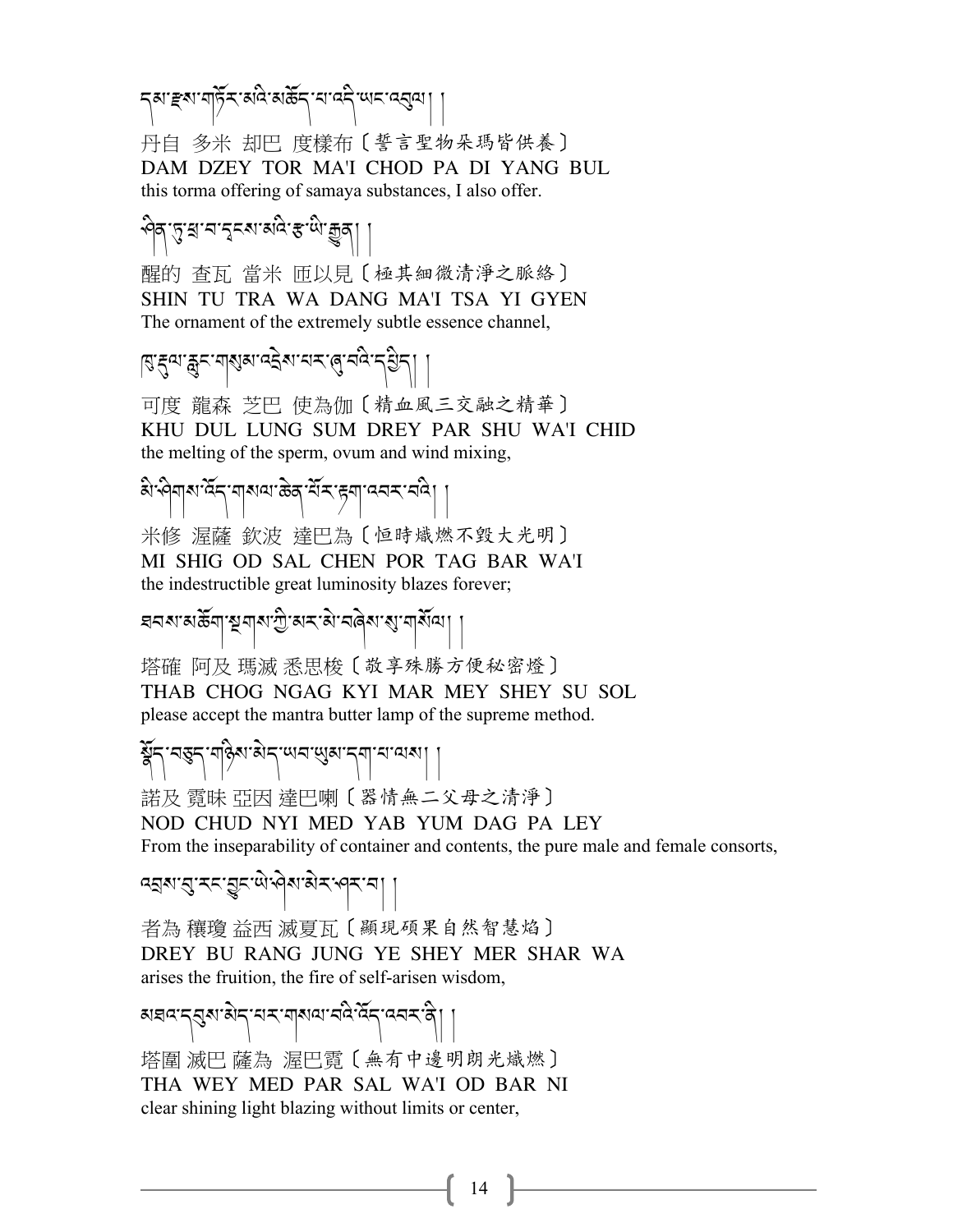དམ་རྫས་གཏོར་མའི་མཆོད་པ་འདི་ཡང་འབུལ། །

丹自 多米 却巴 度樣布〔誓言聖物朵瑪皆供養〕

DAM DZEY TOR MA'I CHOD PA DI YANG BUL

this torma offering of samaya substances, I also offer.

ཤིན་ཏུ་ཕྲ་བ་དྭངས་མའི་རྩ་ཡི་རྒྱན། །

醒的 查瓦 當米 匝以見〔極其細微清淨之脈絡〕

SHIN TU TRA WA DANG MA'I TSA YI GYEN

The ornament of the extremely subtle essence channel,

ཁུ་རྡུལ་རླུང་གསུམ་འདྲེས་པར་ཞུ་བའི་དཕྱིད། །

可度 龍森 芝巴 使為伽〔精血風三交融之精華〕

KHU DUL LUNG SUM DREY PAR SHU WA'I CHID

the melting of the sperm, ovum and wind mixing,

མི་ཤིགས་འོད་གསལ་ཆེན་པོར་རྟག་འབར་བའི། །

米修 渥薩 欽波 達巴為〔恒時熾燃不毀大光明〕

MI SHIG OD SAL CHEN POR TAG BAR WA'I

the indestructible great luminosity blazes forever;

ཐབས་མཆོག་སྔགས་ཀྱི་མར་མེ་བཞེས་སུ་གསོལ། །

塔確 阿及 瑪滅 悉思梭〔敬享殊勝方便秘密燈〕

THAB CHOG NGAG KYI MAR MEY SHEY SU SOL

please accept the mantra butter lamp of the supreme method.

སྣོད་བཅུད་གཉིས་མེད་ཡབ་ཡུམ་དག་པ་ལས། །

諾及 霓昧 亞因 達巴喇〔器情無二父母之清淨〕

NOD CHUD NYI MED YAB YUM DAG PA LEY

From the inseparability of container and contents, the pure male and female consorts,

འབྲས་བུ་རང་བྱུང་ཡེ་ཤེས་མེར་ཤར་བ། །

者為 穰瓊 益西 滅夏瓦〔顯現碩果自然智慧焰〕

DREY BU RANG JUNG YE SHEY MER SHAR WA

arises the fruition, the fire of self-arisen wisdom,

མཐའ་དབུས་མེད་པར་གསལ་བའི་འོད་འབར་ནི། །

塔圍 滅巴 薩為 渥巴霓〔無有中邊明朗光熾燃〕

THA WEY MED PAR SAL WA'I OD BAR NI

clear shining light blazing without limits or center,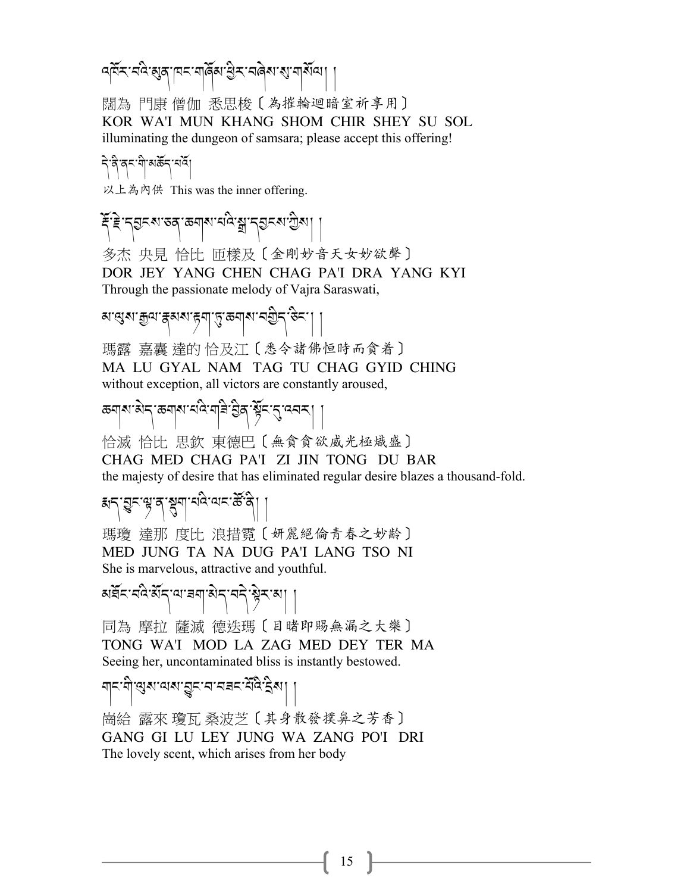འཁོར་བའི་མུན་ཁང་གཞོམ་ཕྱིར་བཞེས་སུ་གསོལ། །

闊為 門康 僧伽 悉思梭〔為摧輪迴暗室祈享用〕
KOR WA'I MUN KHANG SHOM CHIR SHEY SU SOL
illuminating the dungeon of samsara; please accept this offering!

དེ་ནི་ནང་གི་མཆོད་པའོ།

以上為內供 This was the inner offering.

རྡོ་རྗེ་དབྱངས་ཅན་ཆགས་པའི་སྒྲ་དབྱངས་ཀྱིས། །

多杰 央見 恰比 匝樣及〔金剛妙音天女妙欲聲〕
DOR JEY YANG CHEN CHAG PA'I DRA YANG KYI
Through the passionate melody of Vajra Saraswati,

མ་ལུས་རྒྱལ་རྣམས་རྟག་ཏུ་ཆགས་བསྐྱེད་ཅིང་། །

瑪露 嘉囊 達的 恰及江〔悉令諸佛恒時而貪着〕
MA LU GYAL NAM TAG TU CHAG GYID CHING
without exception, all victors are constantly aroused,

ཆགས་མེད་ཆགས་པའི་གཟི་བྱིན་སྟོང་དུ་འབར། །

恰滅 恰比 思欽 東德巴〔無貪貪欲威光極熾盛〕
CHAG MED CHAG PA'I ZI JIN TONG DU BAR
the majesty of desire that has eliminated regular desire blazes a thousand-fold.

རྨད་བྱུང་ལྟ་ན་སྡུག་པའི་ལང་ཚོ་ནི། །

瑪瓊 達那 度比 浪措霓〔妍麗絕倫青春之妙齡〕
MED JUNG TA NA DUG PA'I LANG TSO NI
She is marvelous, attractive and youthful.

མཐོང་བའི་མོད་ལ་ཟག་མེད་བདེ་སྟེར་མ། །

同為 摩拉 薩滅 德迭瑪〔目睹即賜無漏之大樂〕
TONG WA'I MOD LA ZAG MED DEY TER MA
Seeing her, uncontaminated bliss is instantly bestowed.

གང་གི་ལུས་ལས་བྱུང་བ་བཟང་པོའི་དྲིས། །

崗給 露來 瓊瓦 桑波芝〔其身散發撲鼻之芳香〕
GANG GI LU LEY JUNG WA ZANG PO'I DRI
The lovely scent, which arises from her body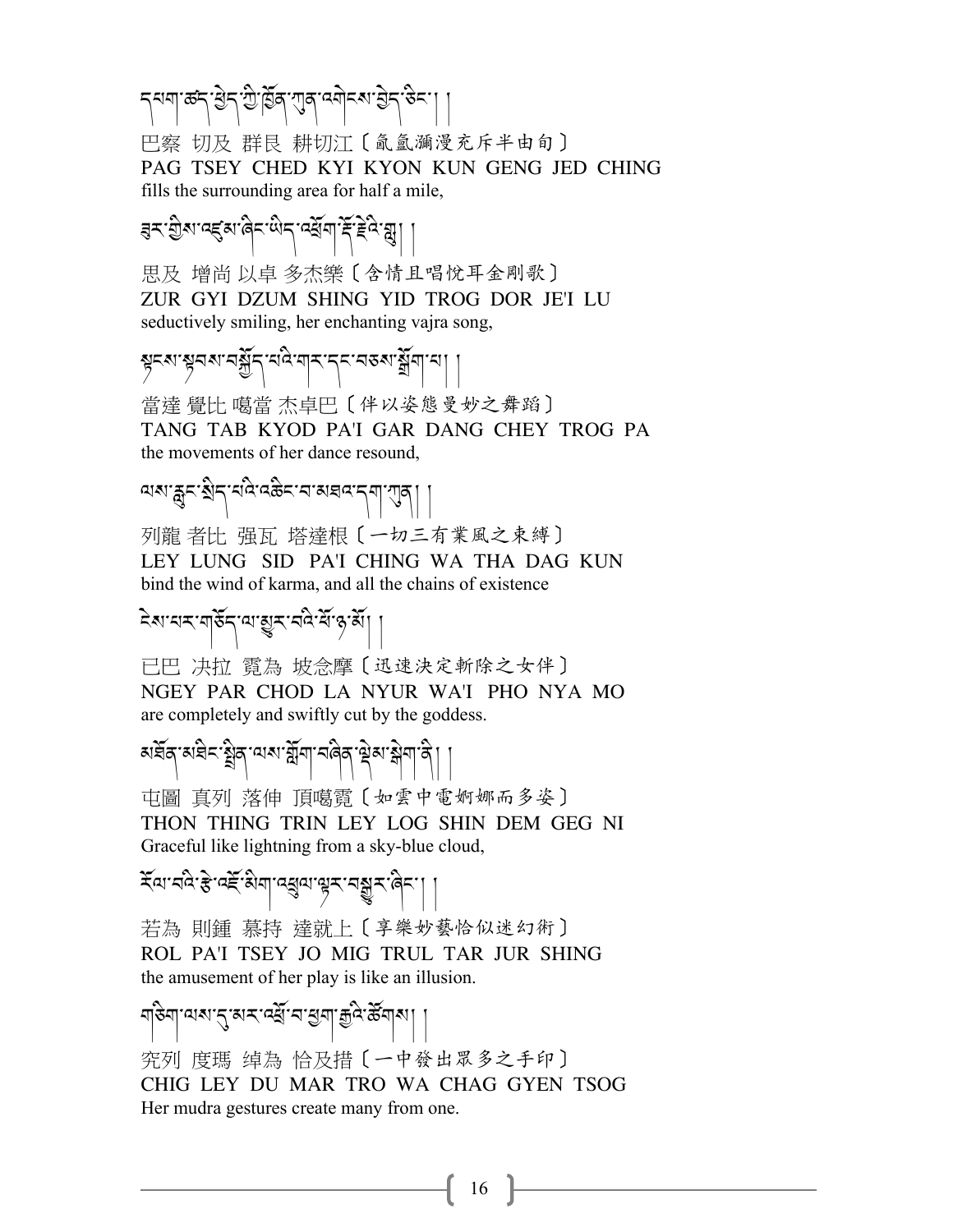དཔག་ཚད་ཕྱེད་ཀྱི་ཁྱོན་ཀུན་འགེངས་བྱེད་ཅིང་། །

巴察 切及 群艮 耕切江〔氤氲瀰漫充斥半由旬〕

PAG TSEY CHED KYI KYON KUN GENG JED CHING

fills the surrounding area for half a mile,

ཟུར་གྱིས་འཛུམ་ཞིང་ཡིད་འཕྲོག་རྡོ་རྗེའི་གླུ། །

思及 增尚 以卓 多杰樂〔含情且唱悅耳金剛歌〕

ZUR GYI DZUM SHING YID TROG DOR JE'I LU

seductively smiling, her enchanting vajra song,

སྟངས་སྟབས་བསྐྱོད་པའི་གར་དང་བཅས་སྒྲོག་པ། །

當達 覺比 噶當 杰卓巴〔伴以姿態曼妙之舞蹈〕

TANG TAB KYOD PA'I GAR DANG CHEY TROG PA

the movements of her dance resound,

ལས་རླུང་སྲིད་པའི་འཆིང་བ་མཐའ་དག་ཀུན། །

列龍 者比 強瓦 塔達根〔一切三有業風之束縛〕

LEY LUNG SID PA'I CHING WA THA DAG KUN

bind the wind of karma, and all the chains of existence

ངེས་པར་གཅོད་ལ་མྱུར་བའི་ཕོ་ཉ་མོ། །

已巴 决拉 霓為 坡念摩〔迅速決定斬除之女伴〕

NGEY PAR CHOD LA NYUR WA'I PHO NYA MO

are completely and swiftly cut by the goddess.

མཐོན་མཐིང་སྤྲིན་ལས་གློག་བཞིན་ལྡེམ་སྒེག་ནི། །

屯圖 真列 落伸 頂噶霓〔如雲中電婀娜而多姿〕

THON THING TRIN LEY LOG SHIN DEM GEG NI

Graceful like lightning from a sky-blue cloud,

རོལ་པའི་རྩེ་འཇོ་མིག་འཕྲུལ་ལྟར་བསྒྱུར་ཞིང་། །

若為 則鍾 慕持 達就上〔享樂妙藝恰似迷幻術〕

ROL PA'I TSEY JO MIG TRUL TAR JUR SHING

the amusement of her play is like an illusion.

གཅིག་ལས་དུ་མར་འཕྲོ་བ་ཕྱག་རྒྱའི་ཚོགས། །

究列 度瑪 綽為 恰及措〔一中發出眾多之手印〕

CHIG LEY DU MAR TRO WA CHAG GYEN TSOG

Her mudra gestures create many from one.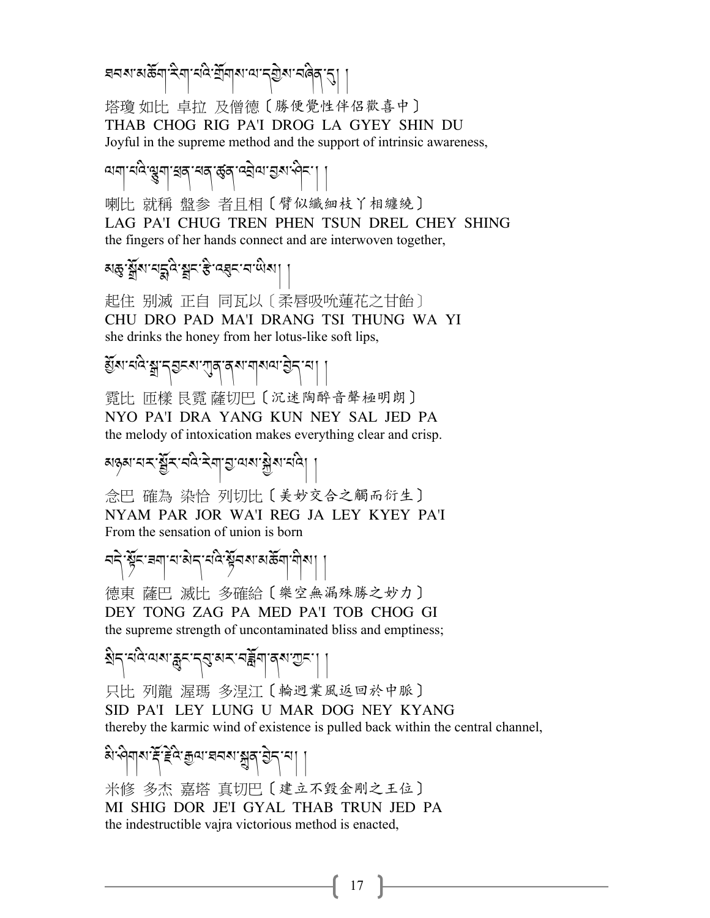ཐབས་མཆོག་རིག་པའི་གྲོགས་ལ་དགྱེས་བཞིན་དུ། །

塔瓊 如比 卓拉 及僧德〔勝便覺性伴侶歡喜中〕
THAB CHOG RIG PA'I DROG LA GYEY SHIN DU
Joyful in the supreme method and the support of intrinsic awareness,

ལག་པའི་ལྕུག་ཕྲན་ཕན་ཚུན་འབྲེལ་བྱས་ཤིང་། །

喇比 就稱 盤參 者且相〔臂似纖細枝丫相纏繞〕
LAG PA'I CHUG TREN PHEN TSUN DREL CHEY SHING
the fingers of her hands connect and are interwoven together,

མཆུ་སྒྲོས་པདྨའི་སྦྲང་རྩི་འཐུང་བ་ཡིས། །

起住 別滅 正自 同瓦以〔柔唇吸吮蓮花之甘飴〕
CHU DRO PAD MA'I DRANG TSI THUNG WA YI
she drinks the honey from her lotus-like soft lips,

མྱོས་པའི་སྒྲ་དབྱངས་ཀུན་ནས་གསལ་བྱེད་པ། །

霓比 匝樣 艮霓 薩切巴〔沉迷陶醉音聲極明朗〕
NYO PA'I DRA YANG KUN NEY SAL JED PA
the melody of intoxication makes everything clear and crisp.

མཉམ་པར་སྦྱོར་བའི་རེག་བྱ་ལས་སྐྱེས་པའི། །

念巴 確為 染恰 列切比〔美妙交合之觸而衍生〕
NYAM PAR JOR WA'I REG JA LEY KYEY PA'I
From the sensation of union is born

བདེ་སྟོང་ཟག་པ་མེད་པའི་སྟོབས་མཆོག་གིས། །

德東 薩巴 滅比 多確給〔樂空無漏殊勝之妙力〕
DEY TONG ZAG PA MED PA'I TOB CHOG GI
the supreme strength of uncontaminated bliss and emptiness;

སྲིད་པའི་ལས་རླུང་དབུ་མར་བཟློག་ནས་ཀྱང་། །

只比 列龍 渥瑪 多涅江〔輪迴業風返回於中脈〕
SID PA'I LEY LUNG U MAR DOG NEY KYANG
thereby the karmic wind of existence is pulled back within the central channel,

མི་ཤིགས་རྡོ་རྗེའི་རྒྱལ་ཐབས་སྒྲུན་བྱེད་པ། །

米修 多杰 嘉塔 真切巴〔建立不毀金剛之王位〕
MI SHIG DOR JE'I GYAL THAB TRUN JED PA
the indestructible vajra victorious method is enacted,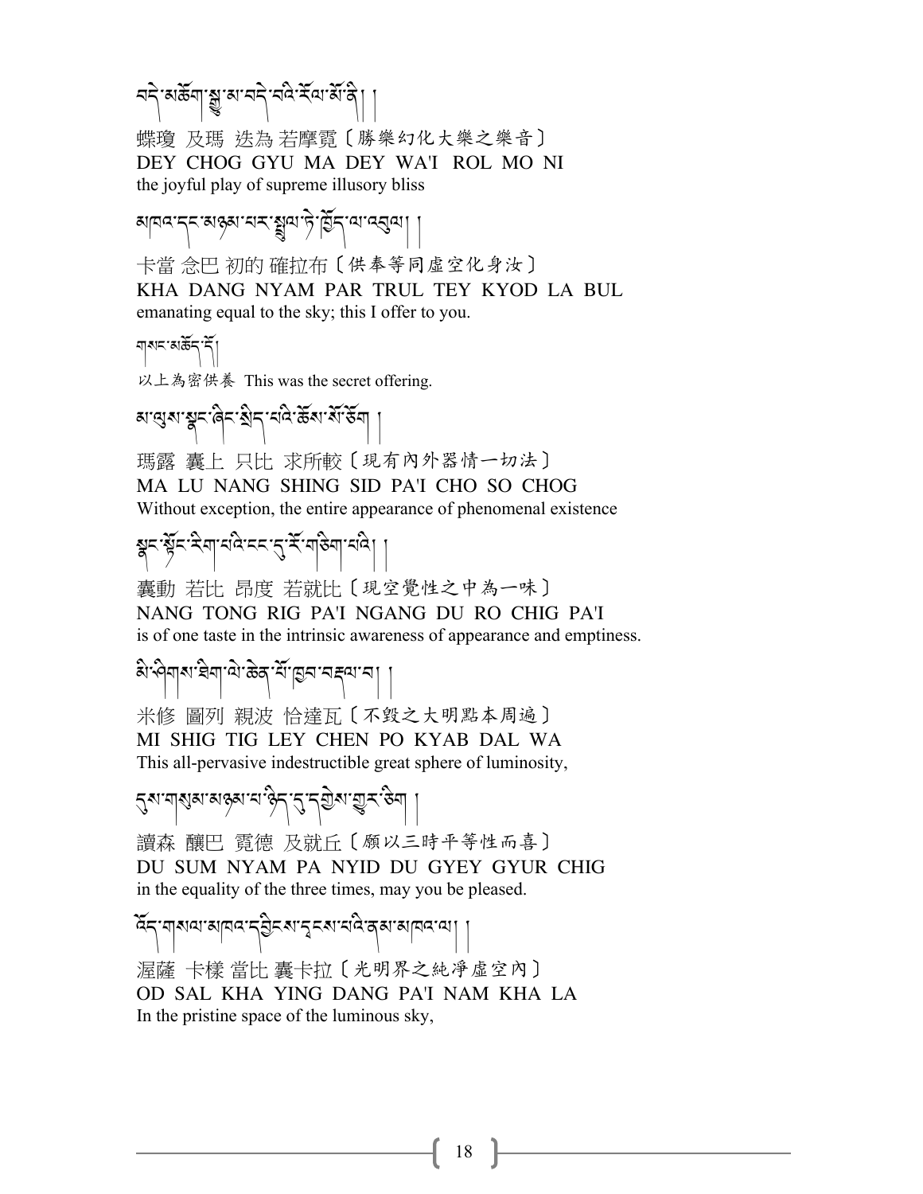བདེ་མཆོག་སྒྱུ་མ་བདེ་བའི་རོལ་མོ་ནི། །

蝶瓊 及瑪 迭為 若摩霓〔勝樂幻化大樂之樂音〕
DEY CHOG GYU MA DEY WA'I ROL MO NI
the joyful play of supreme illusory bliss

མཁའ་དང་མཉམ་པར་སྤྲུལ་ཏེ་ཁྱོད་ལ་འབུལ། །

卡當 念巴 初的 確拉布〔供奉等同虛空化身汝〕
KHA DANG NYAM PAR TRUL TEY KYOD LA BUL
emanating equal to the sky; this I offer to you.

གསང་མཆོད་དོ།

以上為密供養 This was the secret offering.

མ་ལུས་སྣང་ཞིང་སྲིད་པའི་ཆོས་སོ་ཅོག །

瑪露 囊上 只比 求所較〔現有內外器情一切法〕
MA LU NANG SHING SID PA'I CHO SO CHOG
Without exception, the entire appearance of phenomenal existence

སྣང་སྟོང་རིག་པའི་ངང་དུ་རོ་གཅིག་པའི། །

囊動 若比 昂度 若就比〔現空覺性之中為一味〕
NANG TONG RIG PA'I NGANG DU RO CHIG PA'I
is of one taste in the intrinsic awareness of appearance and emptiness.

མི་ཤིགས་ཐིག་ལེ་ཆེན་པོ་ཁྱབ་བརྡལ་བ། །

米修 圖列 親波 恰達瓦〔不毀之大明點本周遍〕
MI SHIG TIG LEY CHEN PO KYAB DAL WA
This all-pervasive indestructible great sphere of luminosity,

དུས་གསུམ་མཉམ་པ་ཉིད་དུ་དགྱེས་གྱུར་ཅིག །

讀森 釀巴 霓德 及就丘〔願以三時平等性而喜〕
DU SUM NYAM PA NYID DU GYEY GYUR CHIG
in the equality of the three times, may you be pleased.

འོད་གསལ་མཁའ་དབྱིངས་དྭངས་པའི་ནམ་མཁའ་ལ། །

渥薩 卡樣 當比 囊卡拉〔光明界之純淨虛空內〕
OD SAL KHA YING DANG PA'I NAM KHA LA
In the pristine space of the luminous sky,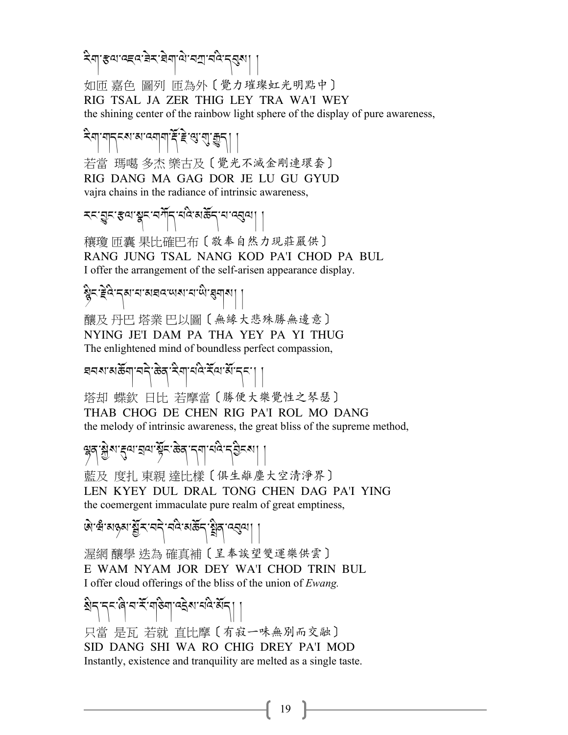རིག་རྩལ་འཇའ་ཟེར་ཐིག་ལེ་བཀྲ་བའི་དབུས། །

如匝 嘉色 圖列 匝為外〔覺力璀璨虹光明點中〕
RIG TSAL JA ZER THIG LEY TRA WA'I WEY
the shining center of the rainbow light sphere of the display of pure awareness,

རིག་གདངས་མ་འགག་རྡོ་རྗེ་ལུ་གུ་རྒྱུད། །

若當 瑪噶 多杰 樂古及〔覺光不滅金剛連環套〕
RIG DANG MA GAG DOR JE LU GU GYUD
vajra chains in the radiance of intrinsic awareness,

རང་བྱུང་རྩལ་སྣང་བཀོད་པའི་མཆོད་པ་འབུལ། །

穰瓊 匝囊 果比確巴布〔敬奉自然力現莊嚴供〕
RANG JUNG TSAL NANG KOD PA'I CHOD PA BUL
I offer the arrangement of the self-arisen appearance display.

སྙིང་རྗེའི་དམ་པ་མཐའ་ཡས་པ་ཡི་ཐུགས། །

釀及 丹巴 塔業 巴以圖〔無緣大悲殊勝無邊意〕
NYING JE'I DAM PA THA YEY PA YI THUG
The enlightened mind of boundless perfect compassion,

ཐབས་མཆོག་བདེ་ཆེན་རིག་པའི་རོལ་མོ་དང་། །

塔却 蝶欽 日比 若摩當〔勝便大樂覺性之琴瑟〕
THAB CHOG DE CHEN RIG PA'I ROL MO DANG
the melody of intrinsic awareness, the great bliss of the supreme method,

ལྷན་སྐྱེས་རྡུལ་བྲལ་སྟོང་ཆེན་དག་པའི་དབྱིངས། །

藍及 度扎 東親 達比樣〔俱生離塵大空清淨界〕
LEN KYEY DUL DRAL TONG CHEN DAG PA'I YING
the coemergent immaculate pure realm of great emptiness,

ཨེ་ཝཾ་མཉམ་སྦྱོར་བདེ་བའི་མཆོད་སྤྲིན་འབུལ། །

渥網 釀學 迭為 確真補〔呈奉誒望雙運樂供雲〕
E WAM NYAM JOR DEY WA'I CHOD TRIN BUL
I offer cloud offerings of the bliss of the union of *Ewang.*

སྲིད་དང་ཞི་བ་རོ་གཅིག་འདྲེས་པའི་མོད། །

只當 是瓦 若就 直比摩〔有寂一味無別而交融〕
SID DANG SHI WA RO CHIG DREY PA'I MOD
Instantly, existence and tranquility are melted as a single taste.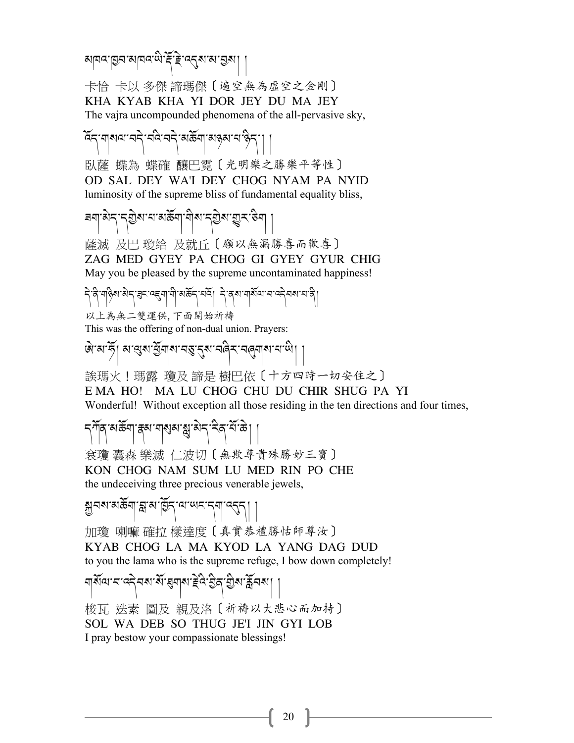མཁའ་ཁྱབ་མཁའ་ཡི་རྡོ་རྗེ་འདུས་མ་བྱས། །

卡恰 卡以 多傑 諦瑪傑〔遍空無為虛空之金剛〕
KHA KYAB KHA YI DOR JEY DU MA JEY
The vajra uncompounded phenomena of the all-pervasive sky,

འོད་གསལ་བདེ་བའི་བདེ་མཆོག་མཉམ་པ་ཉིད། །

臥薩 蝶為 蝶確 釀巴霓〔光明樂之勝樂平等性〕
OD SAL DEY WA'I DEY CHOG NYAM PA NYID
luminosity of the supreme bliss of fundamental equality bliss,

ཟག་མེད་དགྱེས་པ་མཆོག་གིས་དགྱེས་གྱུར་ཅིག །

薩滅 及巴 瓊给 及就丘〔願以無漏勝喜而歡喜〕
ZAG MED GYEY PA CHOG GI GYEY GYUR CHIG
May you be pleased by the supreme uncontaminated happiness!

དེ་ནི་གཉིས་མེད་ཟུང་འཇུག་གི་མཆོད་པའོ། དེ་ནས་གསོལ་བ་འདེབས་པ་ནི།

以上為無二雙運供，下面開始祈禱
This was the offering of non-dual union. Prayers:

ཨེ་མ་ཧོ། མ་ལུས་ཕྱོགས་བཅུ་དུས་བཞིར་བཞུགས་པ་ཡི། །

誒瑪火！瑪露 瓊及 諦是 樹巴依〔十方四時一切安住之〕
E MA HO! MA LU CHOG CHU DU CHIR SHUG PA YI
Wonderful! Without exception all those residing in the ten directions and four times,

དཀོན་མཆོག་རྣམ་གསུམ་སླུ་མེད་རིན་པོ་ཆེ། །

袞瓊 囊森 樂滅 仁波切〔無欺尊貴殊勝妙三寶〕
KON CHOG NAM SUM LU MED RIN PO CHE
the undeceiving three precious venerable jewels,

སྐྱབས་མཆོག་བླ་མ་ཁྱོད་ལ་ཡང་དག་འདུད། །

加瓊 喇嘛 確拉 樣達度〔真實恭禮勝怙師尊汝〕
KYAB CHOG LA MA KYOD LA YANG DAG DUD
to you the lama who is the supreme refuge, I bow down completely!

གསོལ་བ་འདེབས་སོ་ཐུགས་རྗེའི་བྱིན་གྱིས་རློབས། །

梭瓦 迭素 圖及 親及洛〔祈禱以大悲心而加持〕
SOL WA DEB SO THUG JE'I JIN GYI LOB
I pray bestow your compassionate blessings!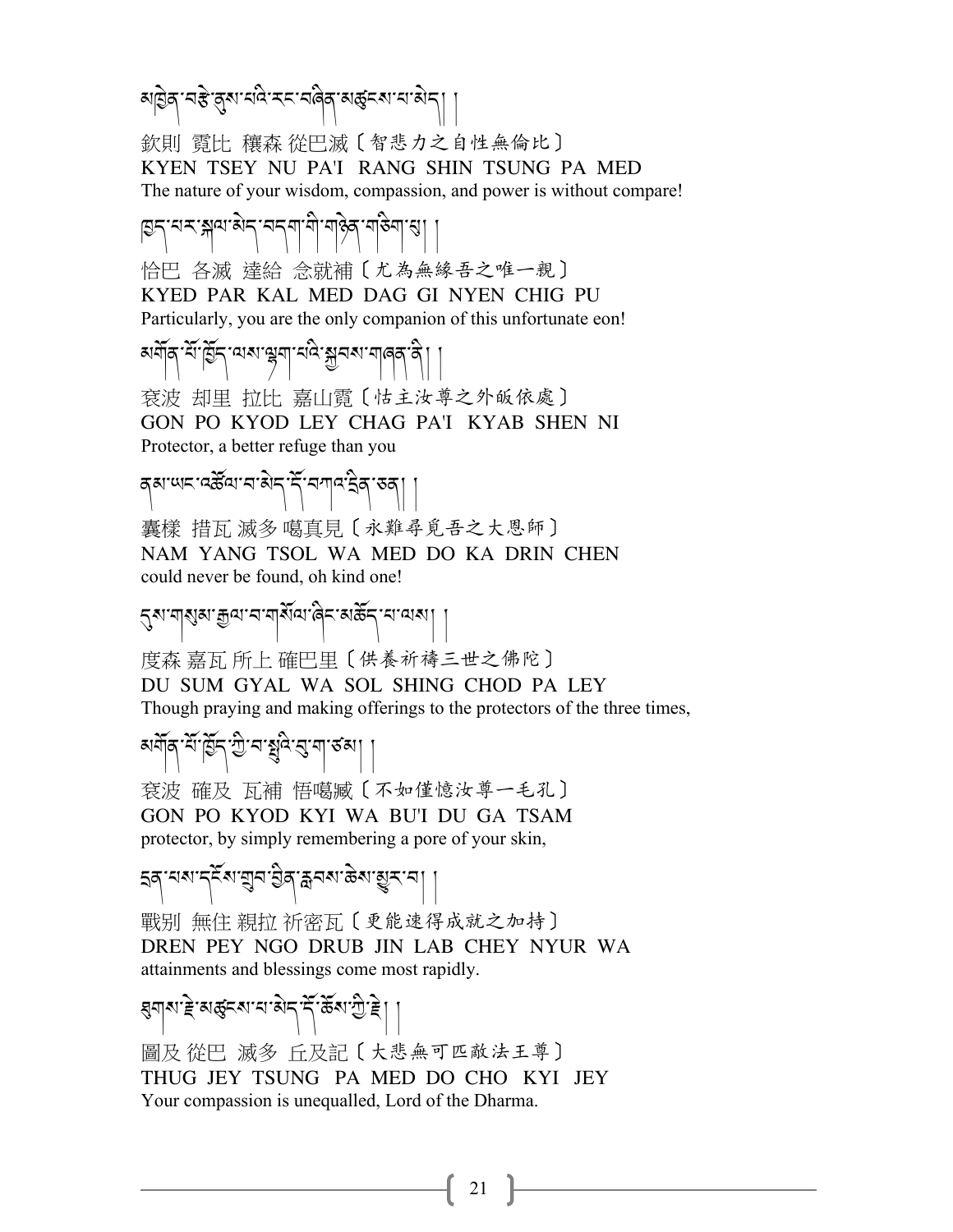མཁྱེན་བརྩེ་ནུས་པའི་རང་བཞིན་མཚུངས་པ་མེད། །

欽則 霓比 穰森 從巴滅〔智悲力之自性無倫比〕
KYEN TSEY NU PA'I RANG SHIN TSUNG PA MED
The nature of your wisdom, compassion, and power is without compare!

ཁྱད་པར་སྐལ་མེད་བདག་གི་གཉེན་གཅིག་པུ། །

恰巴 各滅 達給 念就補〔尤為無緣吾之唯一親〕
KYED PAR KAL MED DAG GI NYEN CHIG PU
Particularly, you are the only companion of this unfortunate eon!

མགོན་པོ་ཁྱོད་ལས་ལྷག་པའི་སྐྱབས་གཞན་ནི། །

袞波 却里 拉比 嘉山霓〔怙主汝尊之外皈依處〕
GON PO KYOD LEY CHAG PA'I KYAB SHEN NI
Protector, a better refuge than you

ནམ་ཡང་འཚོལ་བ་མེད་དོ་བཀའ་དྲིན་ཅན། །

囊樣 措瓦 滅多 噶真見〔永難尋覓吾之大恩師〕
NAM YANG TSOL WA MED DO KA DRIN CHEN
could never be found, oh kind one!

དུས་གསུམ་རྒྱལ་བ་གསོལ་ཞིང་མཆོད་པ་ལས། །

度森 嘉瓦 所上 確巴里〔供養祈禱三世之佛陀〕
DU SUM GYAL WA SOL SHING CHOD PA LEY
Though praying and making offerings to the protectors of the three times,

མགོན་པོ་ཁྱོད་ཀྱི་བ་སྤུའི་བུ་ག་ཙམ། །

袞波 確及 瓦補 悟噶臧〔不如僅憶汝尊一毛孔〕
GON PO KYOD KYI WA BU'I DU GA TSAM
protector, by simply remembering a pore of your skin,

དྲན་པས་དངོས་གྲུབ་བྱིན་རླབས་ཆེས་མྱུར་བ། །

戰別 無住 親拉 祈密瓦〔更能速得成就之加持〕
DREN PEY NGO DRUB JIN LAB CHEY NYUR WA
attainments and blessings come most rapidly.

ཐུགས་རྗེ་མཚུངས་པ་མེད་དོ་ཆོས་ཀྱི་རྗེ། །

圖及 從巴 滅多 丘及記〔大悲無可匹敵法王尊〕
THUG JEY TSUNG PA MED DO CHO KYI JEY
Your compassion is unequalled, Lord of the Dharma.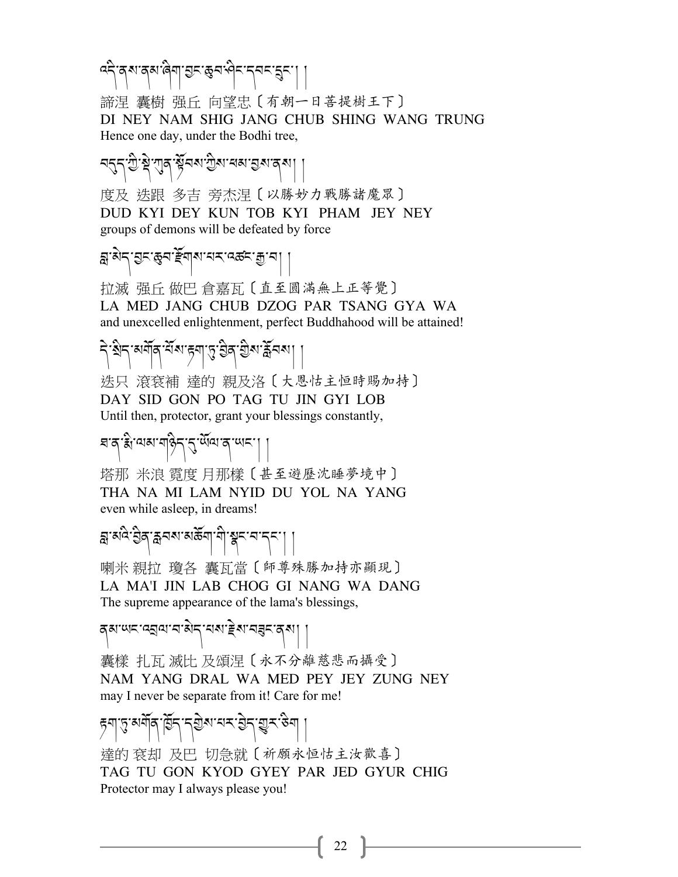འདི་ནས་ནམ་ཞིག་བྱང་ཆུབ་ཤིང་དབང་དྲུང་། །

諦涅 囊樹 强丘 向望忠〔有朝一日菩提樹王下〕

DI NEY NAM SHIG JANG CHUB SHING WANG TRUNG

Hence one day, under the Bodhi tree,

བདུད་ཀྱི་སྡེ་ཀུན་སྟོབས་ཀྱིས་ཕམ་བྱས་ནས། །

度及 迭跟 多吉 旁杰涅〔以勝妙力戰勝諸魔眾〕

DUD KYI DEY KUN TOB KYI PHAM JEY NEY

groups of demons will be defeated by force

བླ་མེད་བྱང་ཆུབ་རྫོགས་པར་འཚང་རྒྱ་བ། །

拉滅 强丘 做巴 倉嘉瓦〔直至圓滿無上正等覺〕

LA MED JANG CHUB DZOG PAR TSANG GYA WA

and unexcelled enlightenment, perfect Buddhahood will be attained!

དེ་སྲིད་མགོན་པོས་རྟག་ཏུ་བྱིན་གྱིས་རློབས། །

迭只 滾袞補 達的 親及洛〔大恩怙主恒時賜加持〕

DAY SID GON PO TAG TU JIN GYI LOB

Until then, protector, grant your blessings constantly,

ཐ་ན་རྨི་ལམ་གཉིད་དུ་ཡོལ་ན་ཡང་། །

塔那 米浪 霓度 月那様〔甚至遊歷沈睡夢境中〕

THA NA MI LAM NYID DU YOL NA YANG

even while asleep, in dreams!

བླ་མའི་བྱིན་རླབས་མཆོག་གི་སྣང་བ་དང་། །

喇米 親拉 瓊各 囊瓦當〔師尊殊勝加持亦顯現〕

LA MA'I JIN LAB CHOG GI NANG WA DANG

The supreme appearance of the lama's blessings,

ནམ་ཡང་འབྲལ་བ་མེད་པས་རྗེས་བཟུང་ནས། །

囊様 扎瓦 滅比 及頌涅〔永不分離慈悲而攝受〕

NAM YANG DRAL WA MED PEY JEY ZUNG NEY

may I never be separate from it! Care for me!

རྟག་ཏུ་མགོན་ཁྱོད་དགྱེས་པར་བྱེད་གྱུར་ཅིག །

達的 袞却 及巴 切急就〔祈願永恒怙主汝歡喜〕

TAG TU GON KYOD GYEY PAR JED GYUR CHIG

Protector may I always please you!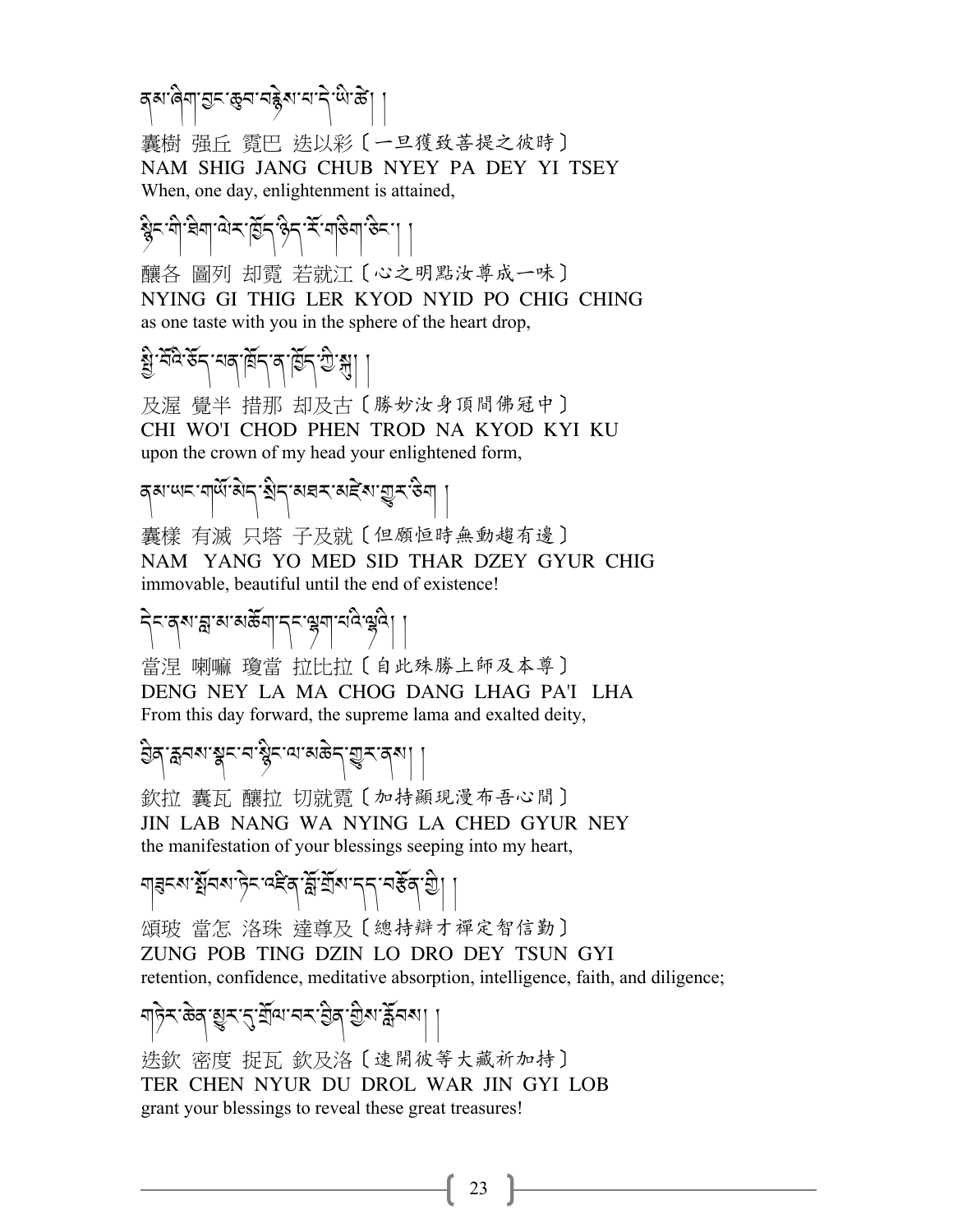ནམ་ཞིག་བྱང་ཆུབ་བརྙེས་པ་དེ་ཡི་ཚེ། །

囊樹 强丘 霓巴 迭以彩〔一旦獲致菩提之彼時〕

NAM SHIG JANG CHUB NYEY PA DEY YI TSEY

When, one day, enlightenment is attained,

སྙིང་གི་ཐིག་ལེར་ཁྱོད་ཉིད་རོ་གཅིག་ཅིང་། །

釀各 圖列 却霓 若就江〔心之明點汝尊成一味〕

NYING GI THIG LER KYOD NYID PO CHIG CHING

as one taste with you in the sphere of the heart drop,

སྤྱི་བོའི་ཚོད་པན་ཁྲོད་ན་ཁྱོད་ཀྱི་སྐུ། །

及渥 覺半 措那 却及古〔勝妙汝身頂間佛冠中〕

CHI WO'I CHOD PHEN TROD NA KYOD KYI KU

upon the crown of my head your enlightened form,

ནམ་ཡང་གཡོ་མེད་སྲིད་མཐར་མཛེས་གྱུར་ཅིག །

囊樣 有滅 只塔 子及就〔但願恒時無動趨有邊〕

NAM YANG YO MED SID THAR DZEY GYUR CHIG

immovable, beautiful until the end of existence!

དེང་ནས་བླ་མ་མཆོག་དང་ལྷག་པའི་ལྷའི། །

當涅 喇嘛 瓊當 拉比拉〔自此殊勝上師及本尊〕

DENG NEY LA MA CHOG DANG LHAG PA'I LHA

From this day forward, the supreme lama and exalted deity,

བྱིན་རླབས་སྣང་བ་སྙིང་ལ་མཆེད་གྱུར་ནས། །

欽拉 囊瓦 釀拉 切就霓〔加持顯現漫布吾心間〕

JIN LAB NANG WA NYING LA CHED GYUR NEY

the manifestation of your blessings seeping into my heart,

གཟུངས་སྤོབས་ཏིང་འཛིན་བློ་གྲོས་དད་བརྩོན་གྱི། །

頌玻 當怎 洛珠 達尊及〔總持辯才禪定智信勤〕

ZUNG POB TING DZIN LO DRO DEY TSUN GYI

retention, confidence, meditative absorption, intelligence, faith, and diligence;

གཏེར་ཆེན་མྱུར་དུ་གྲོལ་བར་བྱིན་གྱིས་རློབས། །

迭欽 密度 捉瓦 欽及洛〔速開彼等大藏祈加持〕

TER CHEN NYUR DU DROL WAR JIN GYI LOB

grant your blessings to reveal these great treasures!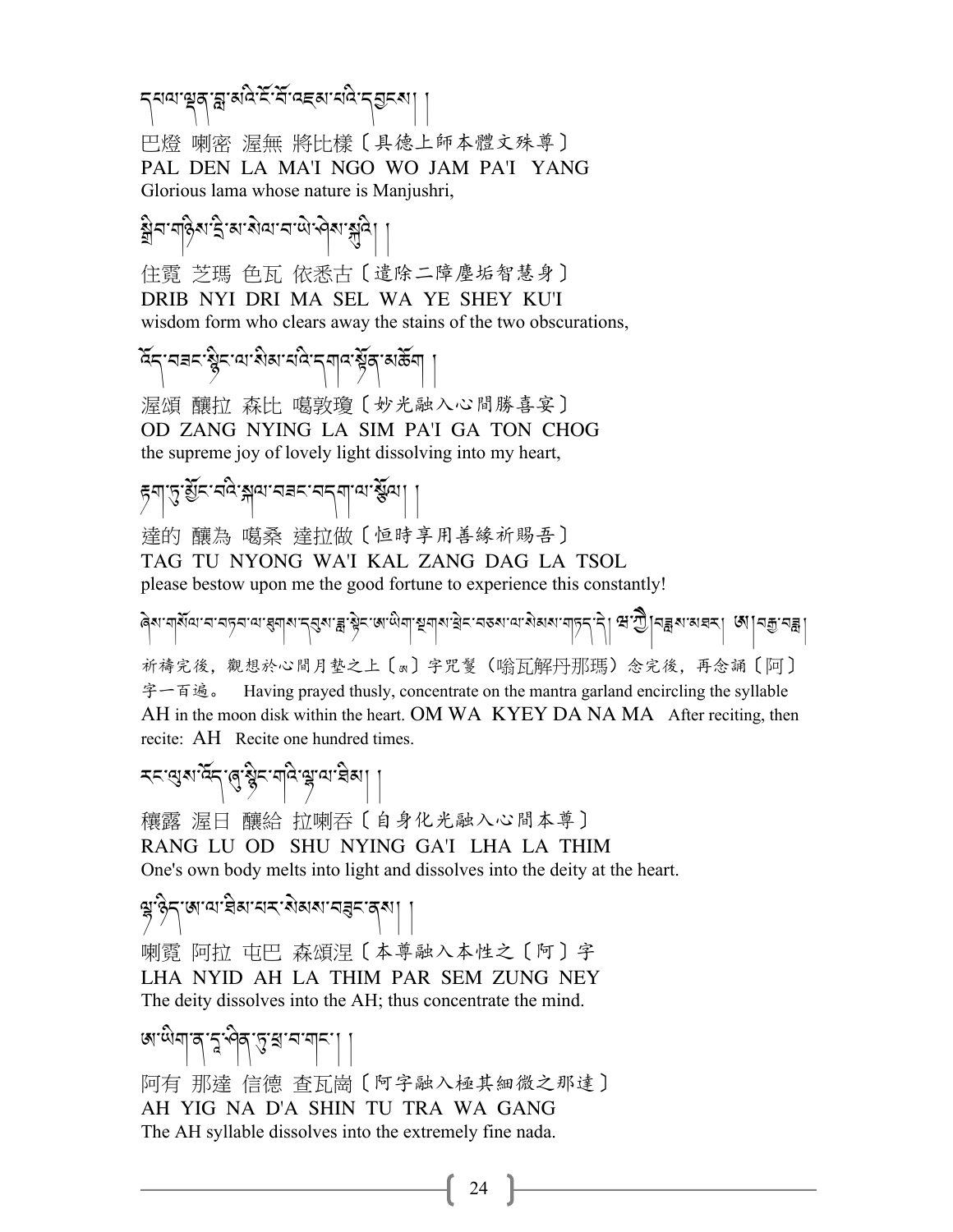དཔལ་ལྡན་བླ་མའི་ངོ་བོ་འཇམ་པའི་དབྱངས། །

巴燈 喇密 渥無 將比樣〔具德上師本體文殊尊〕
PAL DEN LA MA'I NGO WO JAM PA'I YANG
Glorious lama whose nature is Manjushri,

སྒྲིབ་གཉིས་དྲི་མ་སེལ་བ་ཡེ་ཤེས་སྐུའི། །

住霓 芝瑪 色瓦 依悉古〔遣除二障塵垢智慧身〕
DRIB NYI DRI MA SEL WA YE SHEY KU'I
wisdom form who clears away the stains of the two obscurations,

འོད་བཟང་སྙིང་ལ་སིམ་པའི་དགའ་སྟོན་མཆོག །

渥頌 釀拉 森比 噶敦瓊〔妙光融入心間勝喜宴〕
OD ZANG NYING LA SIM PA'I GA TON CHOG
the supreme joy of lovely light dissolving into my heart,

རྟག་ཏུ་མྱོང་བའི་སྐལ་བཟང་བདག་ལ་སྩོལ། །

達的 釀為 噶桑 達拉做〔恒時享用善緣祈賜吾〕
TAG TU NYONG WA'I KAL ZANG DAG LA TSOL
please bestow upon me the good fortune to experience this constantly!

ཞེས་གསོལ་བ་བཏབ་ལ་ཐུགས་དབུས་ཟླ་སྟེང་ཨ་ཡིག་སྔགས་ཕྲེང་བཅས་ལ་སེམས་གཏད་དེ། ཨོཾ་ཝཱ་ཀྱེ་ད་ན་མ། ཨ། བརྒྱ་བརྗོད།

祈禱完後，觀想於心間月墊之上〔ཨ〕字咒鬘（嗡瓦解丹那瑪）念完後，再念誦〔阿〕字一百遍。 Having prayed thusly, concentrate on the mantra garland encircling the syllable AH in the moon disk within the heart. OM WA KYEY DA NA MA After reciting, then recite: AH Recite one hundred times.

རང་ལུས་འོད་ཞུ་སྙིང་གའི་ལྷ་ལ་ཐིམ། །

穰露 渥日 釀給 拉喇吞〔自身化光融入心間本尊〕
RANG LU OD SHU NYING GA'I LHA LA THIM
One's own body melts into light and dissolves into the deity at the heart.

ལྷ་ཉིད་ཨ་ལ་ཐིམ་པར་སེམས་བཟུང་ནས། །

喇霓 阿拉 屯巴 森頌涅〔本尊融入本性之〔阿〕字
LHA NYID AH LA THIM PAR SEM ZUNG NEY
The deity dissolves into the AH; thus concentrate the mind.

ཨ་ཡིག་ན་དྲ་ཤིན་ཏུ་ཕྲ་བ་གང་། །

阿有 那達 信德 查瓦崗〔阿字融入極其細微之那達〕
AH YIG NA D'A SHIN TU TRA WA GANG
The AH syllable dissolves into the extremely fine nada.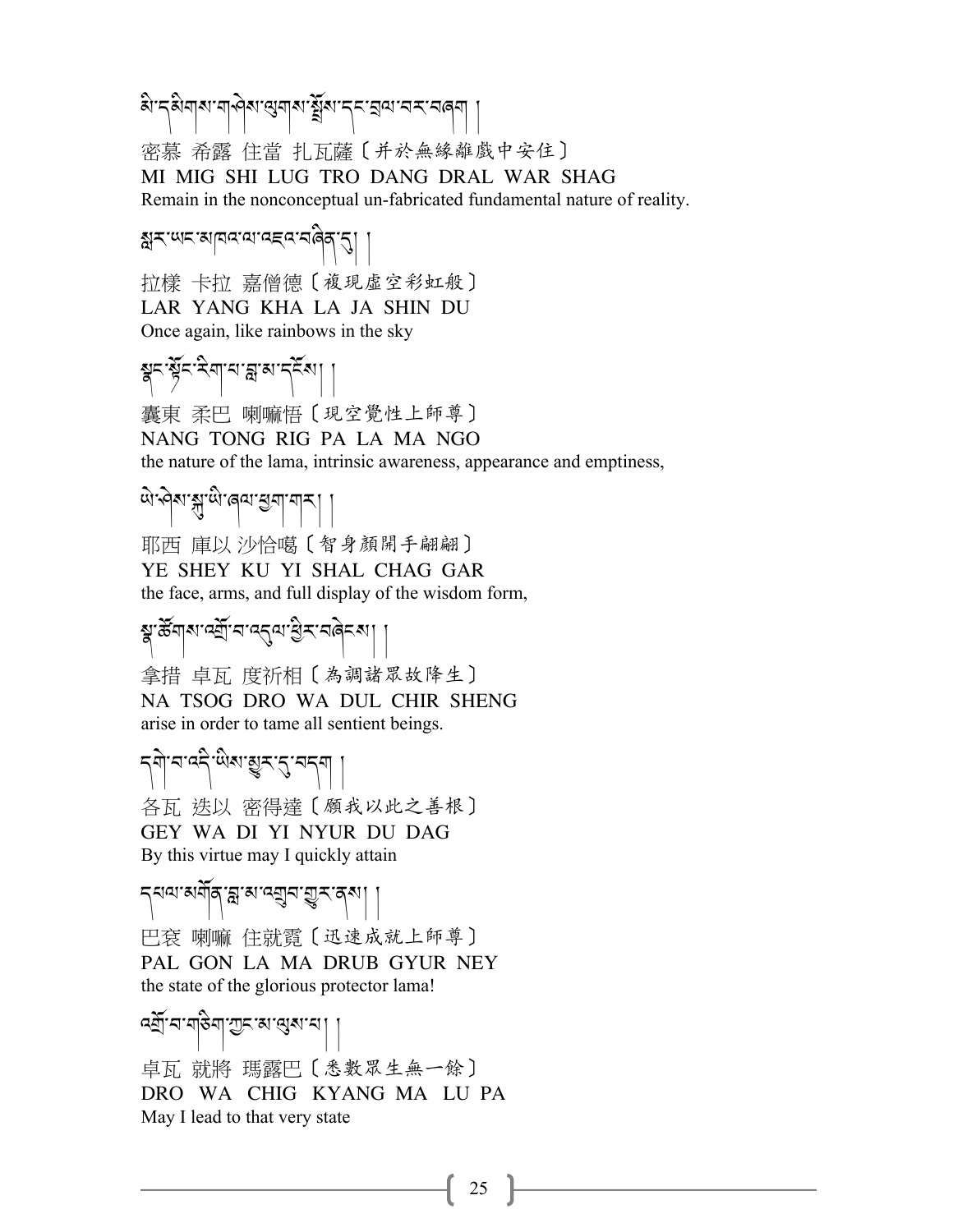མི་དམིགས་གཞིས་ལུགས་སྤྲོས་དང་བྲལ་བར་བཞག །

密慕 希露 住當 扎瓦薩〔并於無緣離戲中安住〕

MI MIG SHI LUG TRO DANG DRAL WAR SHAG

Remain in the nonconceptual un-fabricated fundamental nature of reality.

སླར་ཡང་མཁའ་ལ་འཇའ་བཞིན་དུ། །

拉樣 卡拉 嘉僧德〔複現虛空彩虹般〕

LAR YANG KHA LA JA SHIN DU

Once again, like rainbows in the sky

སྣང་སྟོང་རིག་པ་བླ་མ་དངོས། །

囊東 柔巴 喇嘛悟〔現空覺性上師尊〕

NANG TONG RIG PA LA MA NGO

the nature of the lama, intrinsic awareness, appearance and emptiness,

ཡེ་ཤེས་སྐུ་ཡི་ཞལ་ཕྱག་གར། །

耶西 庫以 沙恰噶〔智身顏開手翩翩〕

YE SHEY KU YI SHAL CHAG GAR

the face, arms, and full display of the wisdom form,

སྣ་ཚོགས་འགྲོ་བ་འདུལ་ཕྱིར་བཞེངས། །

拿措 卓瓦 度祈相〔為調諸眾故降生〕

NA TSOG DRO WA DUL CHIR SHENG

arise in order to tame all sentient beings.

དགེ་བ་འདི་ཡིས་མྱུར་དུ་བདག །

各瓦 迭以 密得達〔願我以此之善根〕

GEY WA DI YI NYUR DU DAG

By this virtue may I quickly attain

དཔལ་མགོན་བླ་མ་འགྲུབ་གྱུར་ནས། །

巴袞 喇嘛 住就霓〔迅速成就上師尊〕

PAL GON LA MA DRUB GYUR NEY

the state of the glorious protector lama!

འགྲོ་བ་གཅིག་ཀྱང་མ་ལུས་པ། །

卓瓦 就將 瑪露巴〔悉數眾生無一餘〕

DRO WA CHIG KYANG MA LU PA

May I lead to that very state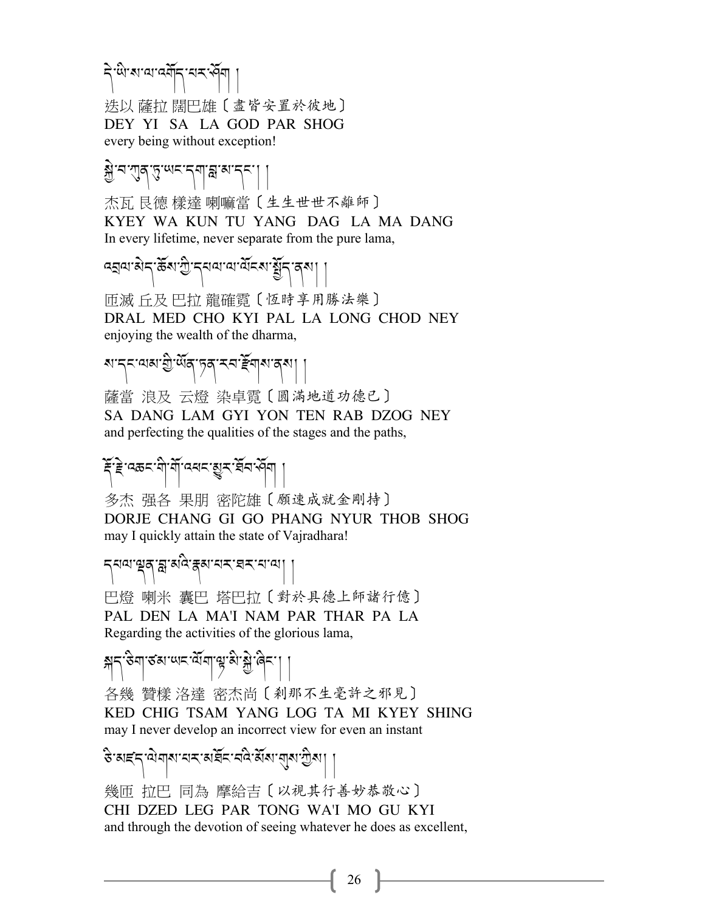དེ་ཡི་ས་ལ་འགོད་པར་ཤོག །

迭以 薩拉 闊巴雄〔盡皆安置於彼地〕
DEY YI SA LA GOD PAR SHOG
every being without exception!

སྐྱེ་བ་ཀུན་ཏུ་ཡང་དག་བླ་མ་དང་། །

杰瓦 艮德 樣達 喇嘛當〔生生世世不離師〕
KYEY WA KUN TU YANG DAG LA MA DANG
In every lifetime, never separate from the pure lama,

འབྲལ་མེད་ཆོས་ཀྱི་དཔལ་ལ་ལོངས་སྤྱོད་ནས། །

匝滅 丘及 巴拉 龍確霓〔恆時享用勝法樂〕
DRAL MED CHO KYI PAL LA LONG CHOD NEY
enjoying the wealth of the dharma,

ས་དང་ལམ་གྱི་ཡོན་ཏན་རབ་རྫོགས་ནས། །

薩當 浪及 云燈 染卓霓〔圓滿地道功德已〕
SA DANG LAM GYI YON TEN RAB DZOG NEY
and perfecting the qualities of the stages and the paths,

རྡོ་རྗེ་འཆང་གི་གོ་འཕང་མྱུར་ཐོབ་ཤོག །

多杰 强各 果朋 密陀雄〔願速成就金剛持〕
DORJE CHANG GI GO PHANG NYUR THOB SHOG
may I quickly attain the state of Vajradhara!

དཔལ་ལྡན་བླ་མའི་རྣམ་པར་ཐར་པ་ལ། །

巴燈 喇米 囊巴 塔巴拉〔對於具德上師諸行億〕
PAL DEN LA MA'I NAM PAR THAR PA LA
Regarding the activities of the glorious lama,

སྐད་ཅིག་ཙམ་ཡང་ལོག་ལྟ་མི་སྐྱེ་ཞིང་། །

各幾 贊樣 洛達 密杰尚〔剎那不生毫許之邪見〕
KED CHIG TSAM YANG LOG TA MI KYEY SHING
may I never develop an incorrect view for even an instant

ཅི་མཛད་ལེགས་པར་མཐོང་བའི་མོས་གུས་ཀྱིས། །

幾匝 拉巴 同為 摩給吉〔以視其行善妙恭敬心〕
CHI DZED LEG PAR TONG WA'I MO GU KYI
and through the devotion of seeing whatever he does as excellent,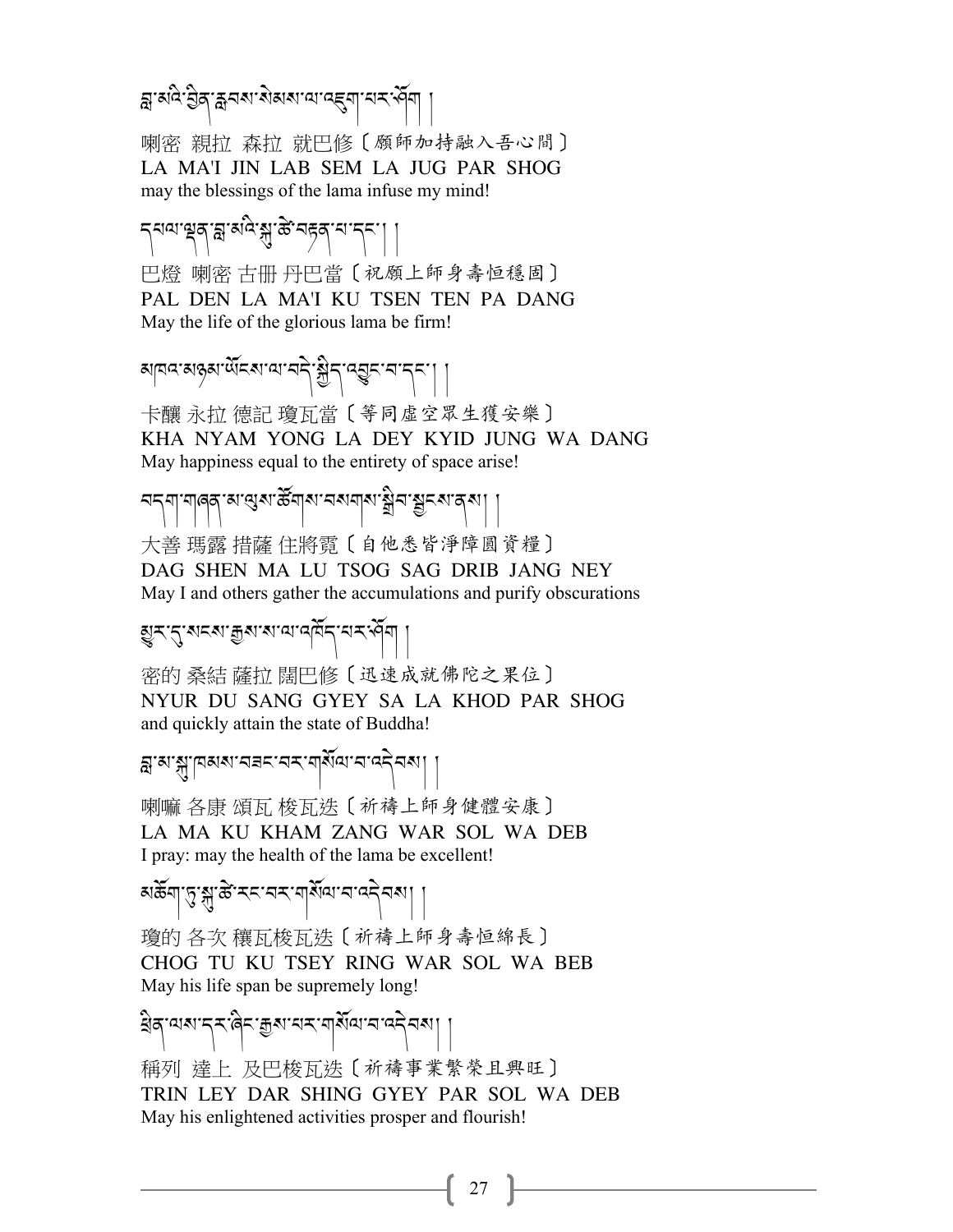བླ་མའི་བྱིན་རླབས་སེམས་ལ་འཇུག་པར་ཤོག །

喇密 親拉 森拉 就巴修〔願師加持融入吾心間〕
LA MA'I JIN LAB SEM LA JUG PAR SHOG
may the blessings of the lama infuse my mind!

དཔལ་ལྡན་བླ་མའི་སྐུ་ཚེ་བརྟན་པ་དང་། །

巴燈 喇密 古卌 丹巴當〔祝願上師身壽恒穩固〕
PAL DEN LA MA'I KU TSEN TEN PA DANG
May the life of the glorious lama be firm!

མཁའ་མཉམ་ཡོངས་ལ་བདེ་སྐྱིད་འབྱུང་བ་དང་། །

卡釀 永拉 德記 瓊瓦當〔等同虛空眾生獲安樂〕
KHA NYAM YONG LA DEY KYID JUNG WA DANG
May happiness equal to the entirety of space arise!

བདག་གཞན་མ་ལུས་ཚོགས་བསགས་སྒྲིབ་སྦྱངས་ནས། །

大善 瑪露 措薩 住將霓〔自他悉皆淨障圓資糧〕
DAG SHEN MA LU TSOG SAG DRIB JANG NEY
May I and others gather the accumulations and purify obscurations

མྱུར་དུ་སངས་རྒྱས་ས་ལ་འགོད་པར་ཤོག །

密的 桑結 薩拉 闊巴修〔迅速成就佛陀之果位〕
NYUR DU SANG GYEY SA LA KHOD PAR SHOG
and quickly attain the state of Buddha!

བླ་མ་སྐུ་ཁམས་བཟང་བར་གསོལ་བ་འདེབས། །

喇嘛 各康 頌瓦 梭瓦迭〔祈禱上師身健體安康〕
LA MA KU KHAM ZANG WAR SOL WA DEB
I pray: may the health of the lama be excellent!

མཆོག་ཏུ་སྐུ་ཚེ་རིང་བར་གསོལ་བ་འདེབས། །

瓊的 各次 穰瓦梭瓦迭〔祈禱上師身壽恒綿長〕
CHOG TU KU TSEY RING WAR SOL WA BEB
May his life span be supremely long!

ཕྲིན་ལས་དར་ཞིང་རྒྱས་པར་གསོལ་བ་འདེབས། །

稱列 達上 及巴梭瓦迭〔祈禱事業繁榮且興旺〕
TRIN LEY DAR SHING GYEY PAR SOL WA DEB
May his enlightened activities prosper and flourish!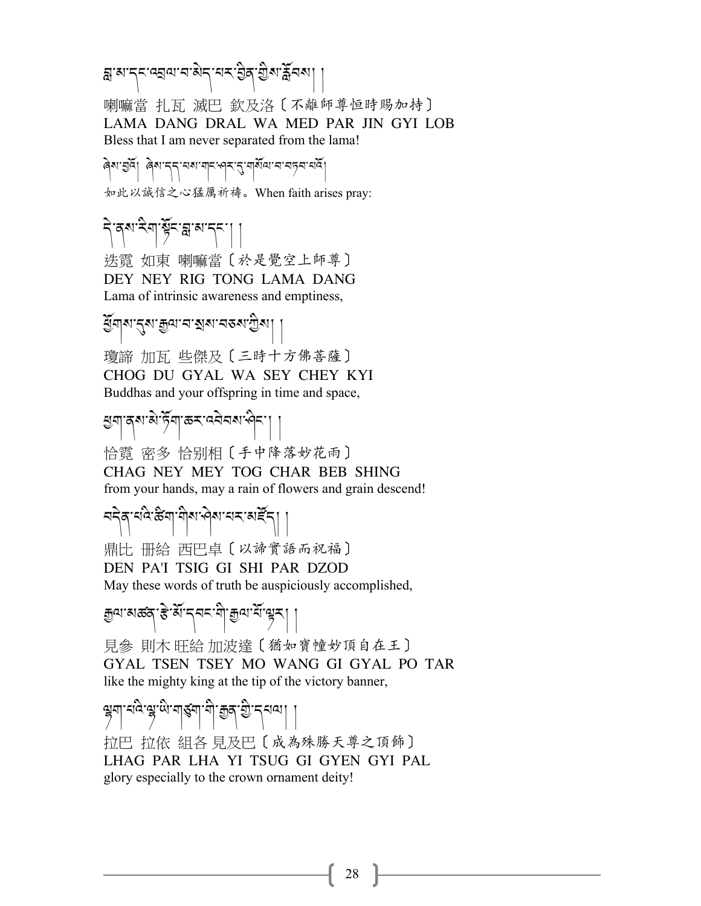བླ་མ་དང་འབྲལ་བ་མེད་པར་བྱིན་གྱིས་རློབས། །

喇嘛當 扎瓦 滅巴 欽及洛〔不離師尊恒時賜加持〕
LAMA DANG DRAL WA MED PAR JIN GYI LOB
Bless that I am never separated from the lama!

ཞེས་བྲྀོ། ཞེས་དད་པས་གང་ཤར་དུ་གསོལ་བ་བཏབ་པའོ།

如此以誠信之心猛厲祈禱。When faith arises pray:

དེ་ནས་རིག་སྟོང་བླ་མ་དང་། །

迭霓 如東 喇嘛當〔於是覺空上師尊〕
DEY NEY RIG TONG LAMA DANG
Lama of intrinsic awareness and emptiness,

ཕྱོགས་དུས་རྒྱལ་བ་སྲས་བཅས་ཀྱིས། །

瓊諦 加瓦 些傑及〔三時十方佛菩薩〕
CHOG DU GYAL WA SEY CHEY KYI
Buddhas and your offspring in time and space,

ཕྱག་ནས་མེ་ཏོག་ཆར་འབེབས་ཤིང་། །

恰霓 密多 恰別相〔手中降落妙花雨〕
CHAG NEY MEY TOG CHAR BEB SHING
from your hands, may a rain of flowers and grain descend!

བདེན་པའི་ཚིག་གིས་ཤིས་པར་མཛོད། །

鼎比 冊給 西巴卓〔以諦實語而祝福〕
DEN PA'I TSIG GI SHI PAR DZOD
May these words of truth be auspiciously accomplished,

རྒྱལ་མཚན་རྩེ་མོ་དབང་གི་རྒྱལ་པོ་ལྟར། །

見參 則木 旺給 加波達〔猶如寶幢妙頂自在王〕
GYAL TSEN TSEY MO WANG GI GYAL PO TAR
like the mighty king at the tip of the victory banner,

ལྷག་པའི་ལྷ་ཡི་གཙུག་གི་རྒྱན་གྱི་དཔལ། །

拉巴 拉依 組各 見及巴〔成為殊勝天尊之頂飾〕
LHAG PAR LHA YI TSUG GI GYEN GYI PAL
glory especially to the crown ornament deity!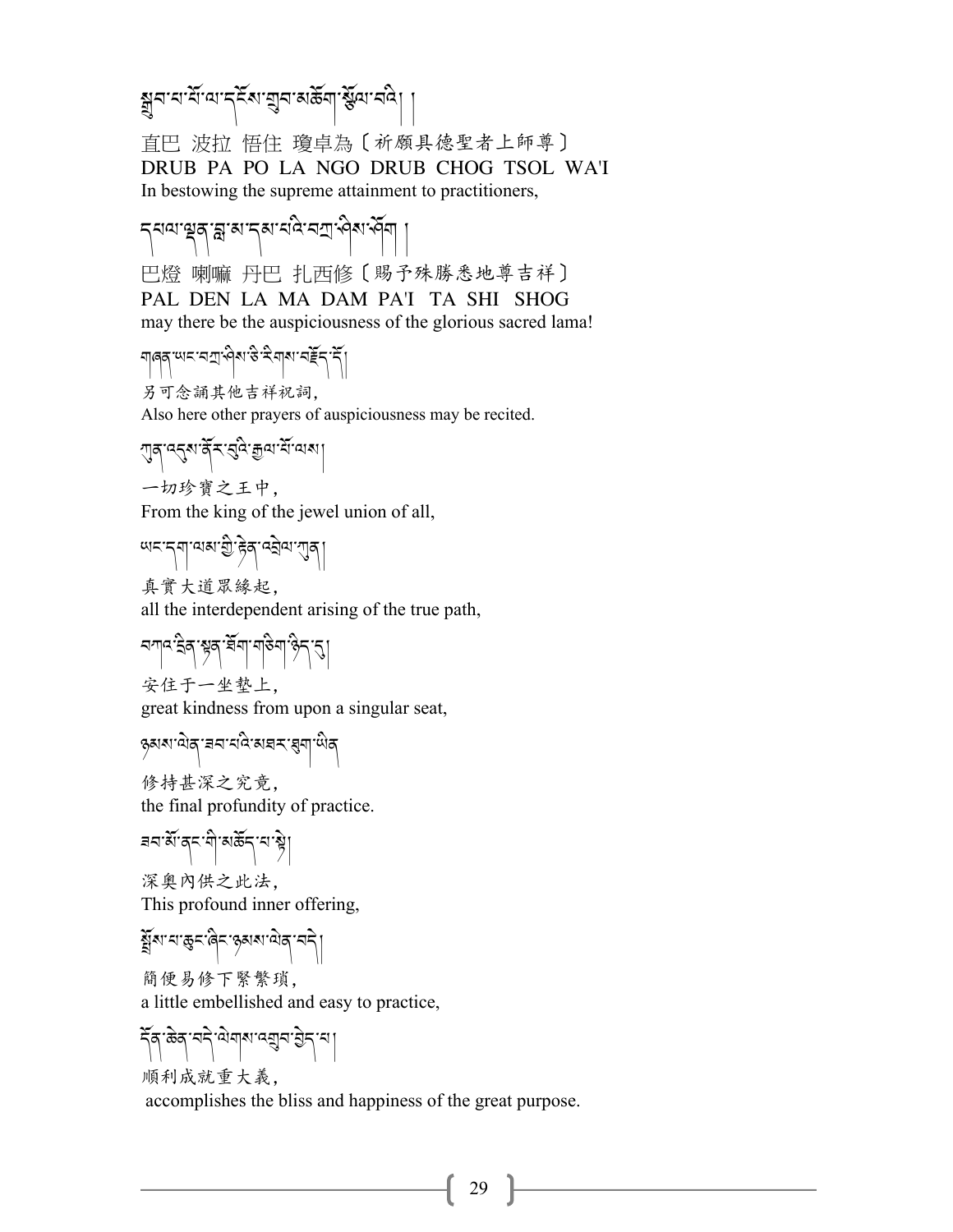སྒྲུབ་པ་པོ་ལ་དངོས་གྲུབ་མཆོག་སྩོལ་བའི། །

直巴 波拉 悟住 瓊卓為〔祈願具德聖者上師尊〕
DRUB PA PO LA NGO DRUB CHOG TSOL WA'I
In bestowing the supreme attainment to practitioners,

དཔལ་ལྡན་བླ་མ་དམ་པའི་བཀྲ་ཤིས་ཤོག །

巴燈 喇嘛 丹巴 扎西修〔賜予殊勝悉地尊吉祥〕
PAL DEN LA MA DAM PA'I TA SHI SHOG
may there be the auspiciousness of the glorious sacred lama!

གཞན་ཡང་བཀྲ་ཤིས་ཅི་རིགས་བརྗོད་དོ།

另可念誦其他吉祥祝詞，
Also here other prayers of auspiciousness may be recited.

ཀུན་འདུས་ནོར་བུའི་རྒྱལ་པོ་ལས།

一切珍寶之王中，
From the king of the jewel union of all,

ཡང་དག་ལམ་གྱི་རྟེན་འབྲེལ་ཀུན།

真實大道眾緣起，
all the interdependent arising of the true path,

བཀའ་དྲིན་སྟན་ཐོག་གཅིག་ཉིད་དུ།

安住于一坐墊上，
great kindness from upon a singular seat,

ཉམས་ལེན་ཟབ་པའི་མཐར་ཐུག་ཡིན

修持甚深之究竟，
the final profundity of practice.

ཟབ་མོ་ནང་གི་མཆོད་པ་སྟེ།

深奧內供之此法，
This profound inner offering,

སྤྲོས་པ་ཆུང་ཞིང་ཉམས་ལེན་བདེ།

簡便易修下緊繁瑣，
a little embellished and easy to practice,

དོན་ཆེན་བདེ་ལེགས་འགྲུབ་བྱེད་པ།

順利成就重大義，
accomplishes the bliss and happiness of the great purpose.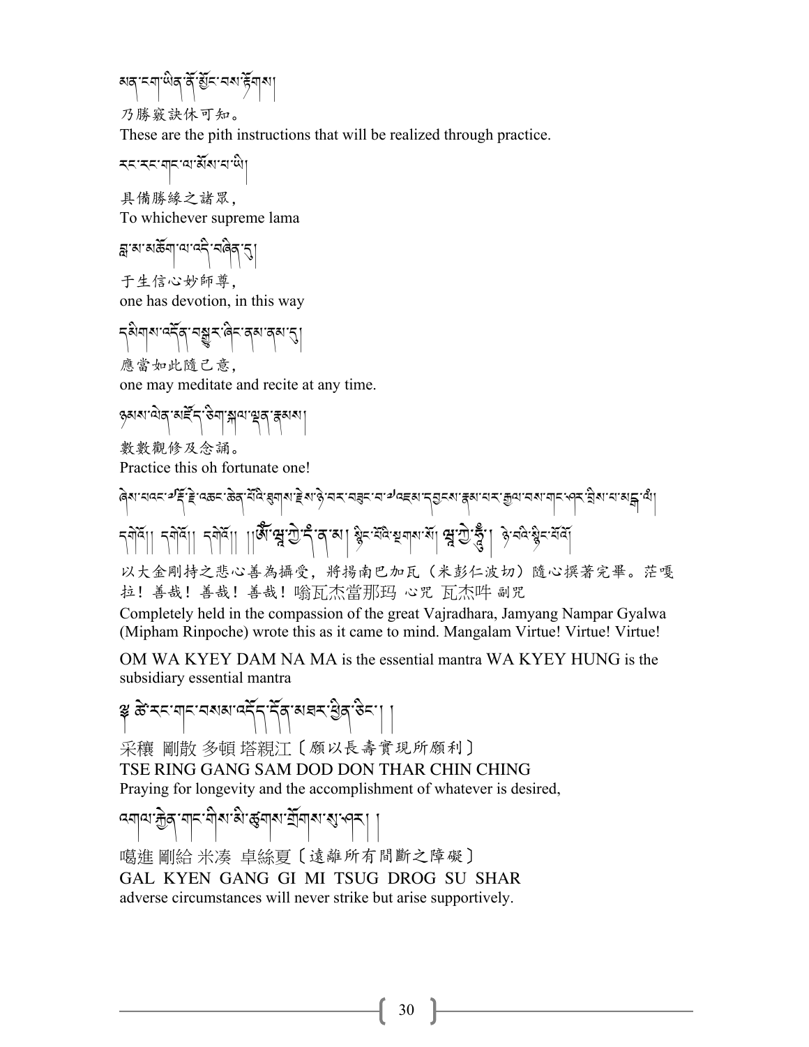མན་ངག་ཡིན་ནོ་སྒོང་བས་རྟོགས།

乃勝竅訣休可知。

These are the pith instructions that will be realized through practice.

རང་རང་གང་ལ་མོས་པ་ཡི།

具備勝緣之諸眾，

To whichever supreme lama

བླ་མ་མཆོག་ལ་འདི་བཞིན་དུ།

于生信心妙師尊，

one has devotion, in this way

དམིགས་འདོན་བསྒྲུར་ཞིང་ནམ་ནམ་དུ།

應當如此隨己意，

one may meditate and recite at any time.

ཉམས་ལེན་མཛོད་ཅིག་སྐལ་ལྡན་རྣམས།

數數觀修及念誦。

Practice this oh fortunate one!

ཞེས་པའང་ཨོཾ་རྡོ་རྗེ་འཆང་ཆེན་པོའི་ཐུགས་རྗེས་ཉེ་བར་བཟུང་བ་ཨ་འཇམ་དབྱངས་རྣམ་པར་རྒྱལ་བས་གང་ཤར་བྲིས་པ་མངྒ་ལཾ།

དགེའོ།། དགེའོ།། དགེའོ།། །།ཨོཾ་ཝ་ཀྱེ་དཾ་ན་མ། སྙིང་པོའི་ཐུགས་སོ། ཝ་ཀྱེ་ཧཱུྃ། ཉེ་བའི་སྙིང་པོའོ།

以大金剛持之悲心善為攝受，將揚南巴加瓦（米彭仁波切）隨心撰著完畢。茫嘎拉！善哉！善哉！善哉！嗡瓦杰當那玛 心咒 瓦杰吽 副咒

Completely held in the compassion of the great Vajradhara, Jamyang Nampar Gyalwa (Mipham Rinpoche) wrote this as it came to mind. Mangalam Virtue! Virtue! Virtue!

OM WA KYEY DAM NA MA is the essential mantra WA KYEY HUNG is the subsidiary essential mantra

༄ ཚེ་རིང་གང་བསམ་འདོད་དོན་མཐར་ཕྱིན་ཅིང་། །

采禳 剛散 多頓 塔親江〔願以長壽實現所願利〕

TSE RING GANG SAM DOD DON THAR CHIN CHING

Praying for longevity and the accomplishment of whatever is desired,

འགལ་རྐྱེན་གང་གིས་མི་ཚུགས་གྲོགས་སུ་ཤར། །

噶進 剛給 米凑 卓絲夏〔遠離所有間斷之障礙〕

GAL KYEN GANG GI MI TSUG DROG SU SHAR

adverse circumstances will never strike but arise supportively.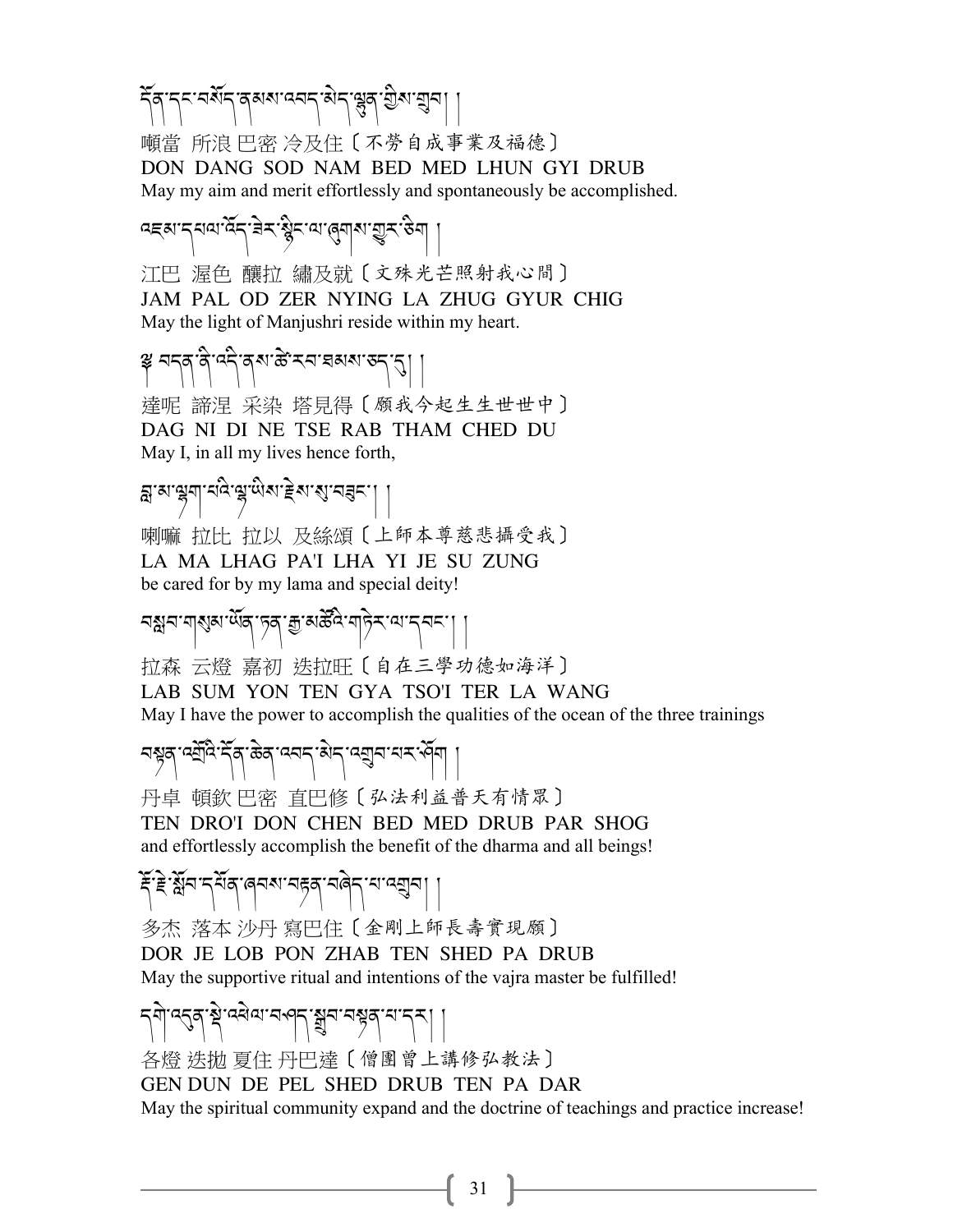དོན་དང་བསོད་ནམས་འབད་མེད་ལྷུན་གྱིས་གྲུབ། །

頓當 所浪 巴密 冷及住〔不勞自成事業及福德〕
DON DANG SOD NAM BED MED LHUN GYI DRUB
May my aim and merit effortlessly and spontaneously be accomplished.

འཇམ་དཔལ་འོད་ཟེར་སྙིང་ལ་ཞུགས་གྱུར་ཅིག །

江巴 渥色 釀拉 繡及就〔文殊光芒照射我心間〕
JAM PAL OD ZER NYING LA ZHUG GYUR CHIG
May the light of Manjushri reside within my heart.

༄ བདག་ནི་འདི་ནས་ཚེ་རབ་ཐམས་ཅད་དུ། །

達呢 諦涅 采染 塔見得〔願我今起生生世世中〕
DAG NI DI NE TSE RAB THAM CHED DU
May I, in all my lives hence forth,

བླ་མ་ལྷག་པའི་ལྷ་ཡིས་རྗེས་སུ་བཟུང་། །

喇嘛 拉比 拉以 及絲頌〔上師本尊慈悲攝受我〕
LA MA LHAG PA'I LHA YI JE SU ZUNG
be cared for by my lama and special deity!

བསླབ་གསུམ་ཡོན་ཏན་རྒྱ་མཚོའི་གཏེར་ལ་དབང་། །

拉森 云燈 嘉初 迭拉旺〔自在三學功德如海洋〕
LAB SUM YON TEN GYA TSO'I TER LA WANG
May I have the power to accomplish the qualities of the ocean of the three trainings

བསྟན་འགྲོའི་དོན་ཆེན་འབད་མེད་འགྲུབ་པར་ཤོག །

丹卓 頓欽 巴密 直巴修〔弘法利益普天有情眾〕
TEN DRO'I DON CHEN BED MED DRUB PAR SHOG
and effortlessly accomplish the benefit of the dharma and all beings!

རྡོ་རྗེ་སློབ་དཔོན་ཞབས་བརྟན་བཞེད་པ་འགྲུབ། །

多杰 落本 沙丹 寫巴住〔金剛上師長壽實現願〕
DOR JE LOB PON ZHAB TEN SHED PA DRUB
May the supportive ritual and intentions of the vajra master be fulfilled!

དགེ་འདུན་སྡེ་འཕེལ་བཤད་སྒྲུབ་བསྟན་པ་དར། །

各燈 迭拋 夏住 丹巴達〔僧團曾上講修弘教法〕
GEN DUN DE PEL SHED DRUB TEN PA DAR
May the spiritual community expand and the doctrine of teachings and practice increase!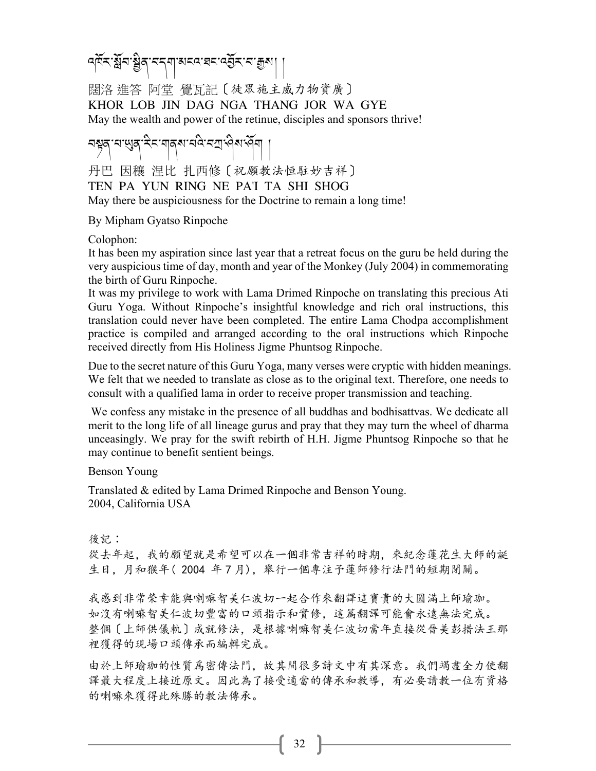འཁོར་སློབ་སྦྱིན་བདག་མངའ་ཐང་འབྱོར་བ་རྒྱས། །

闊洛 進答 阿堂 覺瓦記〔徒眾施主威力物資廣〕

KHOR LOB JIN DAG NGA THANG JOR WA GYE

May the wealth and power of the retinue, disciples and sponsors thrive!

བསྟན་པ་ཡུན་རིང་གནས་པའི་བཀྲ་ཤིས་ཤོག །

丹巴 因穰 涅比 扎西修〔祝願教法恒駐妙吉祥〕

TEN PA YUN RING NE PA'I TA SHI SHOG

May there be auspiciousness for the Doctrine to remain a long time!

By Mipham Gyatso Rinpoche

Colophon:

It has been my aspiration since last year that a retreat focus on the guru be held during the very auspicious time of day, month and year of the Monkey (July 2004) in commemorating the birth of Guru Rinpoche.

It was my privilege to work with Lama Drimed Rinpoche on translating this precious Ati Guru Yoga. Without Rinpoche's insightful knowledge and rich oral instructions, this translation could never have been completed. The entire Lama Chodpa accomplishment practice is compiled and arranged according to the oral instructions which Rinpoche received directly from His Holiness Jigme Phuntsog Rinpoche.

Due to the secret nature of this Guru Yoga, many verses were cryptic with hidden meanings. We felt that we needed to translate as close as to the original text. Therefore, one needs to consult with a qualified lama in order to receive proper transmission and teaching.

We confess any mistake in the presence of all buddhas and bodhisattvas. We dedicate all merit to the long life of all lineage gurus and pray that they may turn the wheel of dharma unceasingly. We pray for the swift rebirth of H.H. Jigme Phuntsog Rinpoche so that he may continue to benefit sentient beings.

Benson Young

Translated & edited by Lama Drimed Rinpoche and Benson Young.
2004, California USA

後記：

從去年起，我的願望就是希望可以在一個非常吉祥的時期，來紀念蓮花生大師的誕生日，月和猴年( 2004 年 7 月)，舉行一個專注予蓮師修行法門的短期閉關。

我感到非常榮幸能與喇嘛智美仁波切一起合作來翻譯這寶貴的大圓滿上師瑜珈。如沒有喇嘛智美仁波切豐富的口頭指示和實修，這篇翻譯可能會永遠無法完成。整個〔上師供儀軌〕成就修法，是根據喇嘛智美仁波切當年直接從晉美彭措法王那裡獲得的現場口頭傳承而編輯完成。

由於上師瑜珈的性質爲密傳法門，故其間很多詩文中有其深意。我們竭盡全力使翻譯最大程度上接近原文。因此為了接受適當的傳承和教導，有必要請教一位有資格的喇嘛來獲得此殊勝的教法傳承。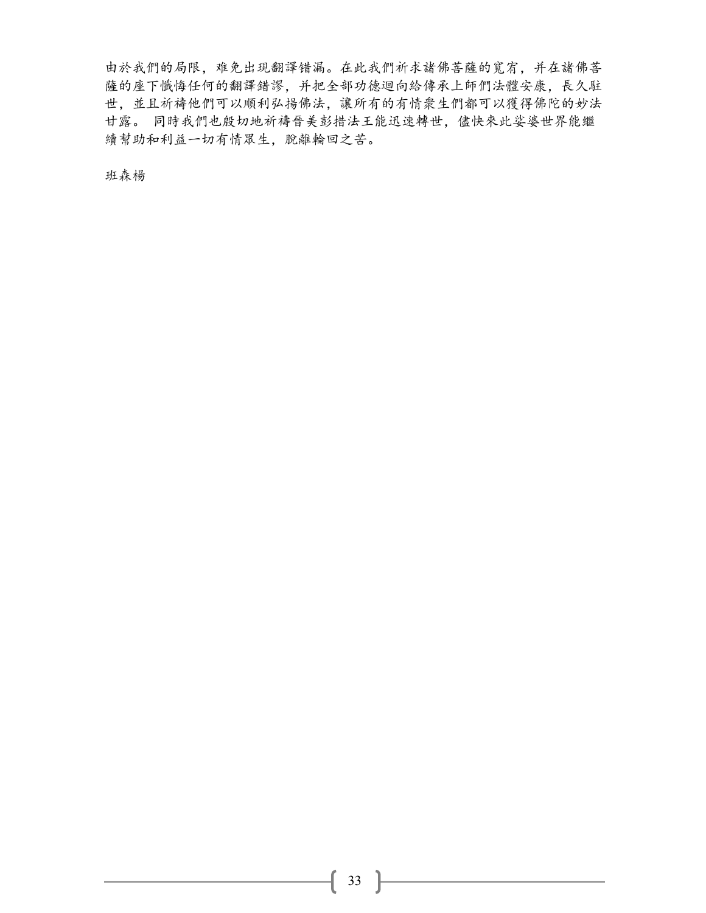由於我們的局限，难免出現翻譯错漏。在此我們祈求諸佛菩薩的寬宥，并在諸佛菩薩的座下懺悔任何的翻譯錯謬，并把全部功德迴向給傳承上師們法體安康，長久駐世，並且祈禱他們可以順利弘揚佛法，讓所有的有情衆生們都可以獲得佛陀的妙法甘露。 同時我們也殷切地祈禱晉美彭措法王能迅速轉世，儘快來此娑婆世界能繼續幫助和利益一切有情眾生，脫離輪回之苦。

班森楊